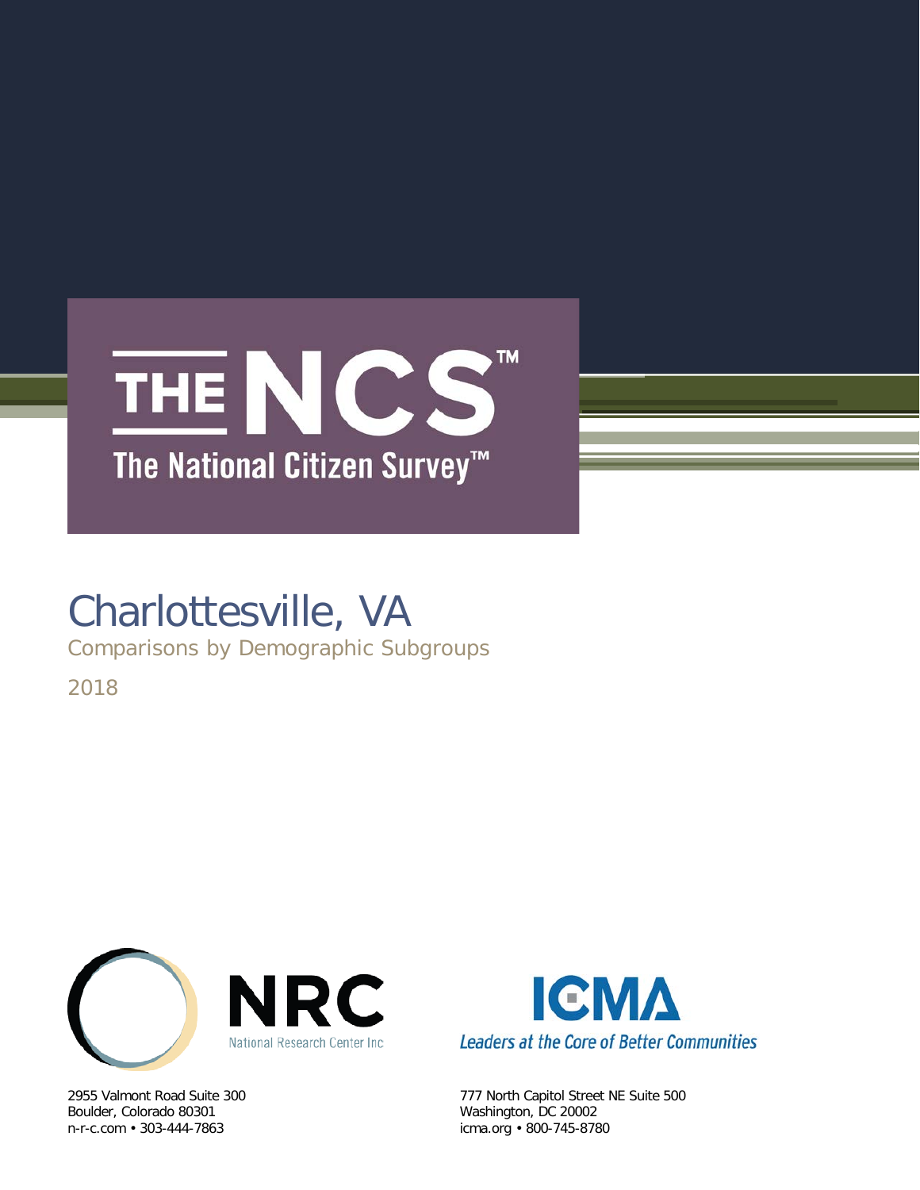# THE NCS™

The National Citizen Survey™

# Charlottesville, VA

Comparisons by Demographic Subgroups

2018

NRC

National Research Center Inc

2955 Valmont Road Suite 300
Boulder, Colorado 80301
n-r-c.com • 303-444-7863

ICMA

*Leaders at the Core of Better Communities*

777 North Capitol Street NE Suite 500
Washington, DC 20002
icma.org • 800-745-8780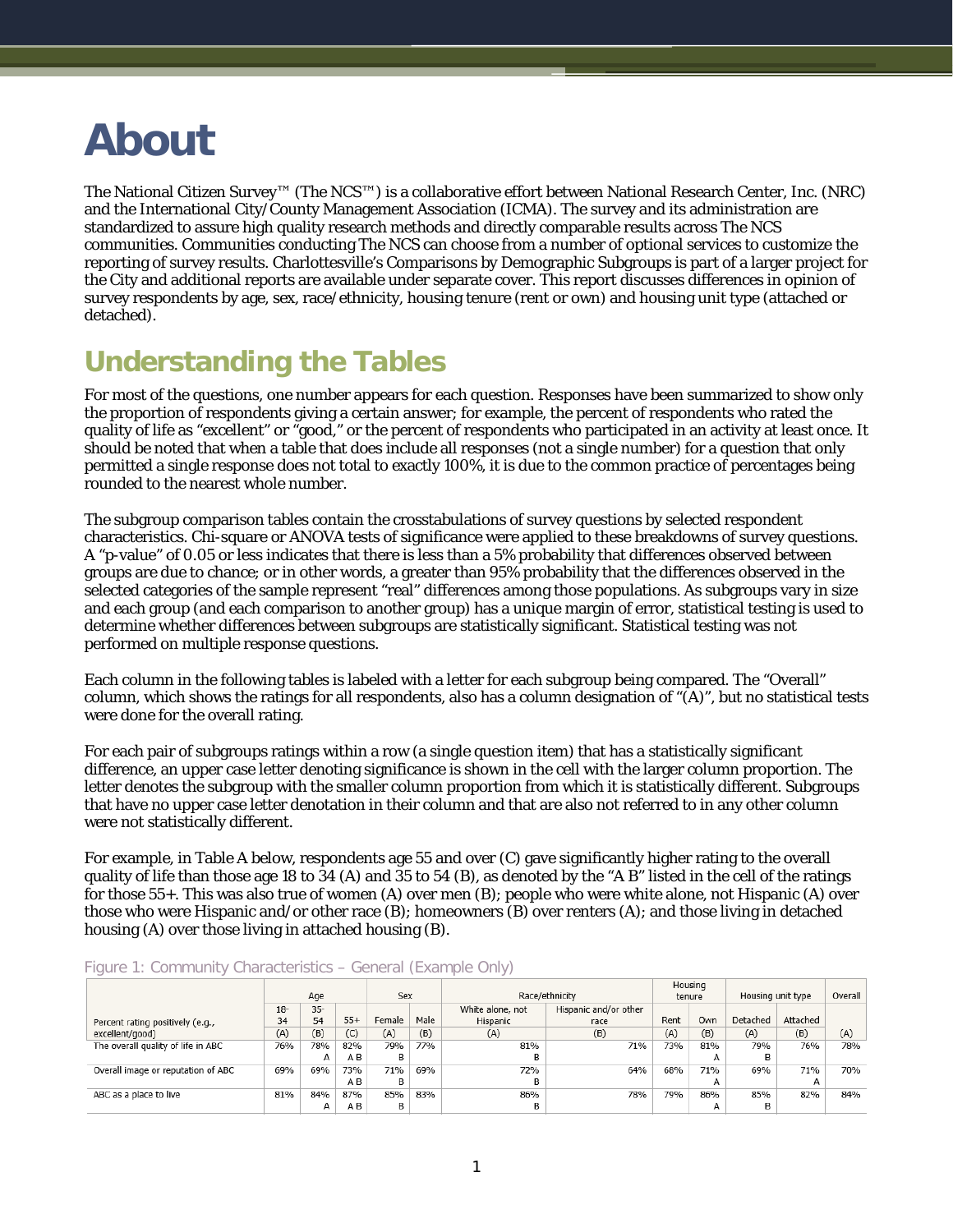# About

The National Citizen Survey™ (The NCS™) is a collaborative effort between National Research Center, Inc. (NRC) and the International City/County Management Association (ICMA). The survey and its administration are standardized to assure high quality research methods and directly comparable results across The NCS communities. Communities conducting The NCS can choose from a number of optional services to customize the reporting of survey results. Charlottesville's Comparisons by Demographic Subgroups is part of a larger project for the City and additional reports are available under separate cover. This report discusses differences in opinion of survey respondents by age, sex, race/ethnicity, housing tenure (rent or own) and housing unit type (attached or detached).

## Understanding the Tables

For most of the questions, one number appears for each question. Responses have been summarized to show only the proportion of respondents giving a certain answer; for example, the percent of respondents who rated the quality of life as "excellent" or "good," or the percent of respondents who participated in an activity at least once. It should be noted that when a table that does include all responses (not a single number) for a question that only permitted a single response does not total to exactly 100%, it is due to the common practice of percentages being rounded to the nearest whole number.

The subgroup comparison tables contain the crosstabulations of survey questions by selected respondent characteristics. Chi-square or ANOVA tests of significance were applied to these breakdowns of survey questions. A "p-value" of 0.05 or less indicates that there is less than a 5% probability that differences observed between groups are due to chance; or in other words, a greater than 95% probability that the differences observed in the selected categories of the sample represent "real" differences among those populations. As subgroups vary in size and each group (and each comparison to another group) has a unique margin of error, statistical testing is used to determine whether differences between subgroups are statistically significant. Statistical testing was not performed on multiple response questions.

Each column in the following tables is labeled with a letter for each subgroup being compared. The "Overall" column, which shows the ratings for all respondents, also has a column designation of "(A)", but no statistical tests were done for the overall rating.

For each pair of subgroups ratings within a row (a single question item) that has a statistically significant difference, an upper case letter denoting significance is shown in the cell with the larger column proportion. The letter denotes the subgroup with the smaller column proportion from which it is statistically different. Subgroups that have no upper case letter denotation in their column and that are also not referred to in any other column were not statistically different.

For example, in Table A below, respondents age 55 and over (C) gave significantly higher rating to the overall quality of life than those age 18 to 34 (A) and 35 to 54 (B), as denoted by the "A B" listed in the cell of the ratings for those 55+. This was also true of women (A) over men (B); people who were white alone, not Hispanic (A) over those who were Hispanic and/or other race (B); homeowners (B) over renters (A); and those living in detached housing (A) over those living in attached housing (B).

Figure 1: Community Characteristics – General (Example Only)

| Percent rating positively (e.g., excellent/good) | Age | | | Sex | | Race/ethnicity | | Housing tenure | | Housing unit type | | Overall |
|---|---|---|---|---|---|---|---|---|---|---|---|---|
| | 18-34 (A) | 35-54 (B) | 55+ (C) | Female (A) | Male (B) | White alone, not Hispanic (A) | Hispanic and/or other race (B) | Rent (A) | Own (B) | Detached (A) | Attached (B) | (A) |
| The overall quality of life in ABC | 76% | 78% A | 82% A B | 79% B | 77% | 81% B | 71% | 73% | 81% A | 79% B | 76% | 78% |
| Overall image or reputation of ABC | 69% | 69% | 73% A B | 71% B | 69% | 72% B | 64% | 68% | 71% A | 69% | 71% A | 70% |
| ABC as a place to live | 81% | 84% A | 87% A B | 85% B | 83% | 86% B | 78% | 79% | 86% A | 85% B | 82% | 84% |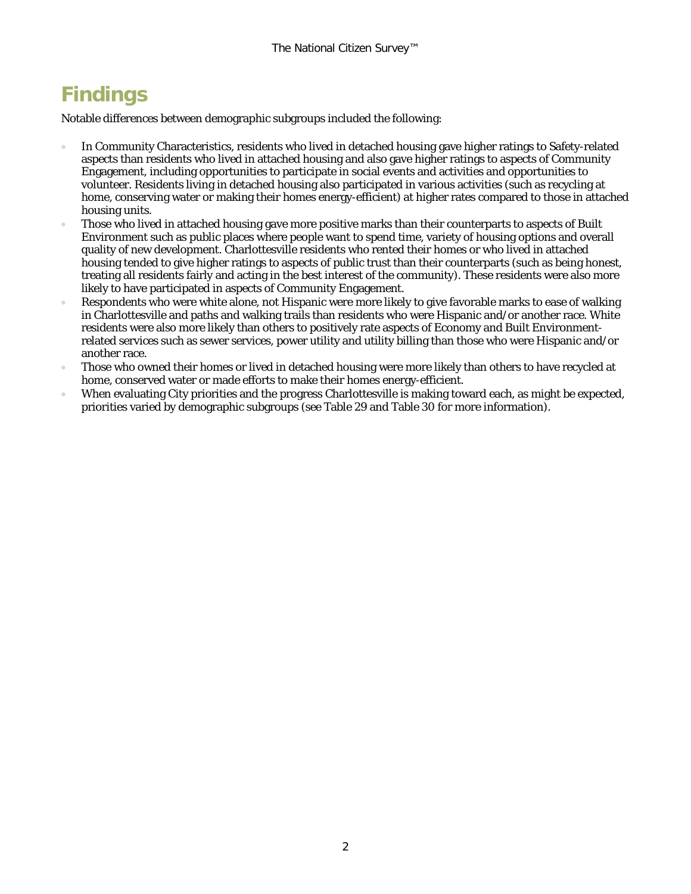# Findings

Notable differences between demographic subgroups included the following:

- In Community Characteristics, residents who lived in detached housing gave higher ratings to Safety-related aspects than residents who lived in attached housing and also gave higher ratings to aspects of Community Engagement, including opportunities to participate in social events and activities and opportunities to volunteer. Residents living in detached housing also participated in various activities (such as recycling at home, conserving water or making their homes energy-efficient) at higher rates compared to those in attached housing units.
- Those who lived in attached housing gave more positive marks than their counterparts to aspects of Built Environment such as public places where people want to spend time, variety of housing options and overall quality of new development. Charlottesville residents who rented their homes or who lived in attached housing tended to give higher ratings to aspects of public trust than their counterparts (such as being honest, treating all residents fairly and acting in the best interest of the community). These residents were also more likely to have participated in aspects of Community Engagement.
- Respondents who were white alone, not Hispanic were more likely to give favorable marks to ease of walking in Charlottesville and paths and walking trails than residents who were Hispanic and/or another race. White residents were also more likely than others to positively rate aspects of Economy and Built Environment-related services such as sewer services, power utility and utility billing than those who were Hispanic and/or another race.
- Those who owned their homes or lived in detached housing were more likely than others to have recycled at home, conserved water or made efforts to make their homes energy-efficient.
- When evaluating City priorities and the progress Charlottesville is making toward each, as might be expected, priorities varied by demographic subgroups (see Table 29 and Table 30 for more information).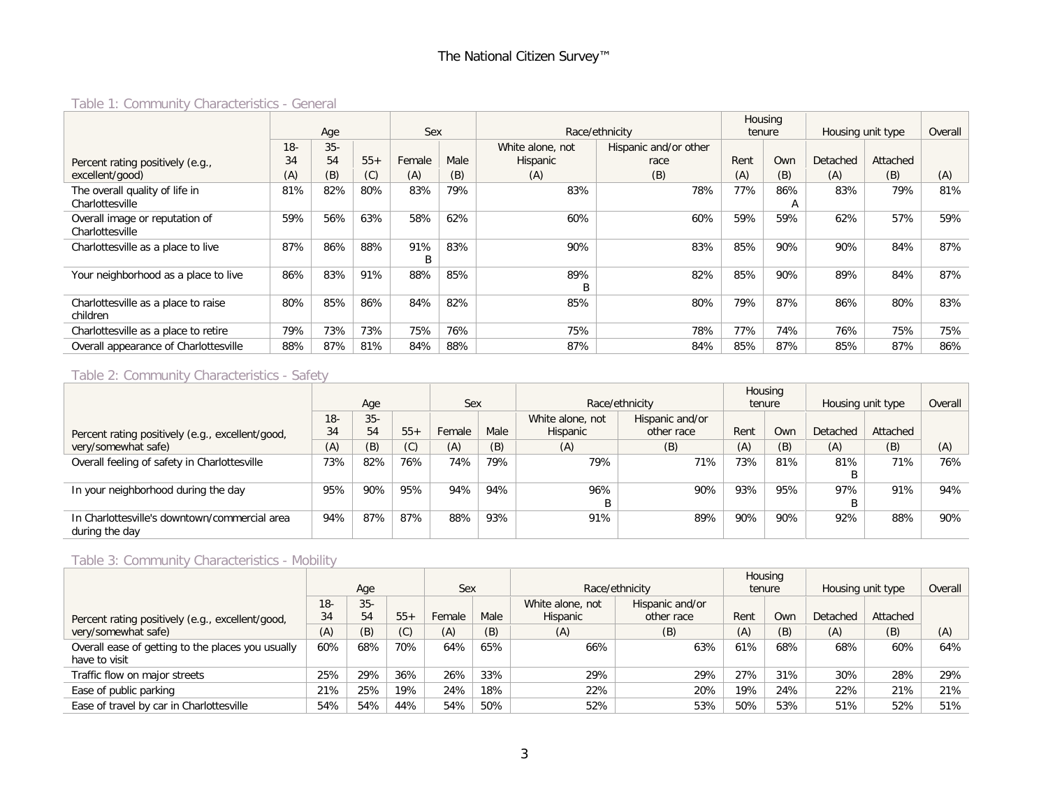### Table 1: Community Characteristics - General

| Percent rating positively (e.g., excellent/good) | Age | | | Sex | | Race/ethnicity | | Housing tenure | | Housing unit type | | Overall |
|---|---|---|---|---|---|---|---|---|---|---|---|---|
| | 18-34 | 35-54 | 55+ | Female | Male | White alone, not Hispanic | Hispanic and/or other race | Rent | Own | Detached | Attached | |
| | (A) | (B) | (C) | (A) | (B) | (A) | (B) | (A) | (B) | (A) | (B) | (A) |
| The overall quality of life in Charlottesville | 81% | 82% | 80% | 83% | 79% | 83% | 78% | 77% | 86% A | 83% | 79% | 81% |
| Overall image or reputation of Charlottesville | 59% | 56% | 63% | 58% | 62% | 60% | 60% | 59% | 59% | 62% | 57% | 59% |
| Charlottesville as a place to live | 87% | 86% | 88% | 91% B | 83% | 90% | 83% | 85% | 90% | 90% | 84% | 87% |
| Your neighborhood as a place to live | 86% | 83% | 91% | 88% | 85% | 89% B | 82% | 85% | 90% | 89% | 84% | 87% |
| Charlottesville as a place to raise children | 80% | 85% | 86% | 84% | 82% | 85% | 80% | 79% | 87% | 86% | 80% | 83% |
| Charlottesville as a place to retire | 79% | 73% | 73% | 75% | 76% | 75% | 78% | 77% | 74% | 76% | 75% | 75% |
| Overall appearance of Charlottesville | 88% | 87% | 81% | 84% | 88% | 87% | 84% | 85% | 87% | 85% | 87% | 86% |

### Table 2: Community Characteristics - Safety

| Percent rating positively (e.g., excellent/good, very/somewhat safe) | Age | | | Sex | | Race/ethnicity | | Housing tenure | | Housing unit type | | Overall |
|---|---|---|---|---|---|---|---|---|---|---|---|---|
| | 18-34 | 35-54 | 55+ | Female | Male | White alone, not Hispanic | Hispanic and/or other race | Rent | Own | Detached | Attached | |
| | (A) | (B) | (C) | (A) | (B) | (A) | (B) | (A) | (B) | (A) | (B) | (A) |
| Overall feeling of safety in Charlottesville | 73% | 82% | 76% | 74% | 79% | 79% | 71% | 73% | 81% | 81% B | 71% | 76% |
| In your neighborhood during the day | 95% | 90% | 95% | 94% | 94% | 96% B | 90% | 93% | 95% | 97% B | 91% | 94% |
| In Charlottesville's downtown/commercial area during the day | 94% | 87% | 87% | 88% | 93% | 91% | 89% | 90% | 90% | 92% | 88% | 90% |

### Table 3: Community Characteristics - Mobility

| Percent rating positively (e.g., excellent/good, very/somewhat safe) | Age | | | Sex | | Race/ethnicity | | Housing tenure | | Housing unit type | | Overall |
|---|---|---|---|---|---|---|---|---|---|---|---|---|
| | 18-34 | 35-54 | 55+ | Female | Male | White alone, not Hispanic | Hispanic and/or other race | Rent | Own | Detached | Attached | |
| | (A) | (B) | (C) | (A) | (B) | (A) | (B) | (A) | (B) | (A) | (B) | (A) |
| Overall ease of getting to the places you usually have to visit | 60% | 68% | 70% | 64% | 65% | 66% | 63% | 61% | 68% | 68% | 60% | 64% |
| Traffic flow on major streets | 25% | 29% | 36% | 26% | 33% | 29% | 29% | 27% | 31% | 30% | 28% | 29% |
| Ease of public parking | 21% | 25% | 19% | 24% | 18% | 22% | 20% | 19% | 24% | 22% | 21% | 21% |
| Ease of travel by car in Charlottesville | 54% | 54% | 44% | 54% | 50% | 52% | 53% | 50% | 53% | 51% | 52% | 51% |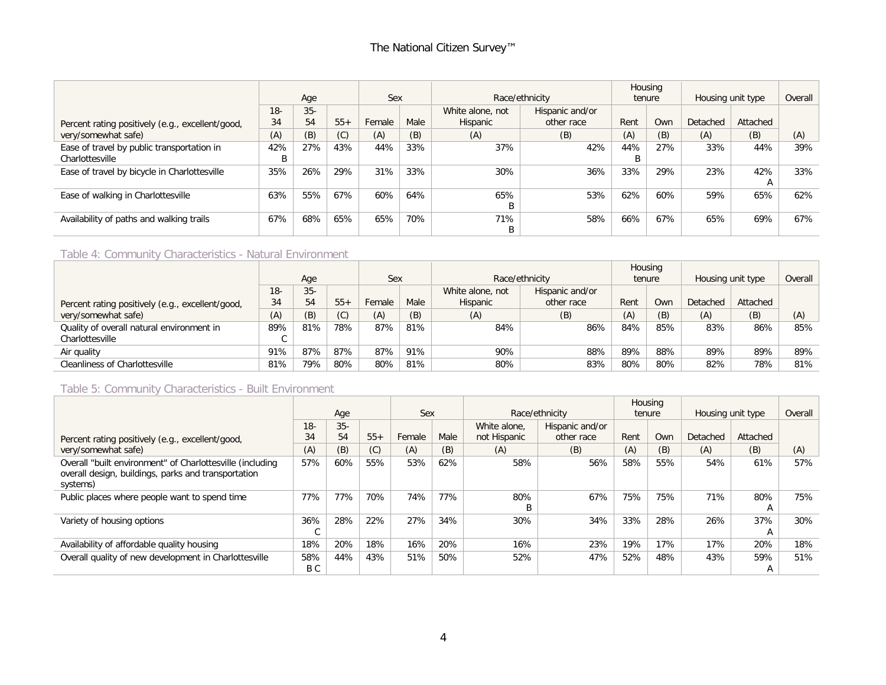| Percent rating positively (e.g., excellent/good, very/somewhat safe) | Age | | | Sex | | Race/ethnicity | | Housing tenure | | Housing unit type | | Overall |
|---|---|---|---|---|---|---|---|---|---|---|---|---|
| | 18-34 | 35-54 | 55+ | Female | Male | White alone, not Hispanic | Hispanic and/or other race | Rent | Own | Detached | Attached | |
| | (A) | (B) | (C) | (A) | (B) | (A) | (B) | (A) | (B) | (A) | (B) | (A) |
| Ease of travel by public transportation in Charlottesville | 42% B | 27% | 43% | 44% | 33% | 37% | 42% | 44% B | 27% | 33% | 44% | 39% |
| Ease of travel by bicycle in Charlottesville | 35% | 26% | 29% | 31% | 33% | 30% | 36% | 33% | 29% | 23% | 42% A | 33% |
| Ease of walking in Charlottesville | 63% | 55% | 67% | 60% | 64% | 65% B | 53% | 62% | 60% | 59% | 65% | 62% |
| Availability of paths and walking trails | 67% | 68% | 65% | 65% | 70% | 71% B | 58% | 66% | 67% | 65% | 69% | 67% |

## Table 4: Community Characteristics - Natural Environment

| Percent rating positively (e.g., excellent/good, very/somewhat safe) | Age | | | Sex | | Race/ethnicity | | Housing tenure | | Housing unit type | | Overall |
|---|---|---|---|---|---|---|---|---|---|---|---|---|
| | 18-34 | 35-54 | 55+ | Female | Male | White alone, not Hispanic | Hispanic and/or other race | Rent | Own | Detached | Attached | |
| | (A) | (B) | (C) | (A) | (B) | (A) | (B) | (A) | (B) | (A) | (B) | (A) |
| Quality of overall natural environment in Charlottesville | 89% C | 81% | 78% | 87% | 81% | 84% | 86% | 84% | 85% | 83% | 86% | 85% |
| Air quality | 91% | 87% | 87% | 87% | 91% | 90% | 88% | 89% | 88% | 89% | 89% | 89% |
| Cleanliness of Charlottesville | 81% | 79% | 80% | 80% | 81% | 80% | 83% | 80% | 80% | 82% | 78% | 81% |

## Table 5: Community Characteristics - Built Environment

| Percent rating positively (e.g., excellent/good, very/somewhat safe) | Age | | | Sex | | Race/ethnicity | | Housing tenure | | Housing unit type | | Overall |
|---|---|---|---|---|---|---|---|---|---|---|---|---|
| | 18-34 | 35-54 | 55+ | Female | Male | White alone, not Hispanic | Hispanic and/or other race | Rent | Own | Detached | Attached | |
| | (A) | (B) | (C) | (A) | (B) | (A) | (B) | (A) | (B) | (A) | (B) | (A) |
| Overall "built environment" of Charlottesville (including overall design, buildings, parks and transportation systems) | 57% | 60% | 55% | 53% | 62% | 58% | 56% | 58% | 55% | 54% | 61% | 57% |
| Public places where people want to spend time | 77% | 77% | 70% | 74% | 77% | 80% B | 67% | 75% | 75% | 71% | 80% A | 75% |
| Variety of housing options | 36% C | 28% | 22% | 27% | 34% | 30% | 34% | 33% | 28% | 26% | 37% A | 30% |
| Availability of affordable quality housing | 18% | 20% | 18% | 16% | 20% | 16% | 23% | 19% | 17% | 17% | 20% | 18% |
| Overall quality of new development in Charlottesville | 58% B C | 44% | 43% | 51% | 50% | 52% | 47% | 52% | 48% | 43% | 59% A | 51% |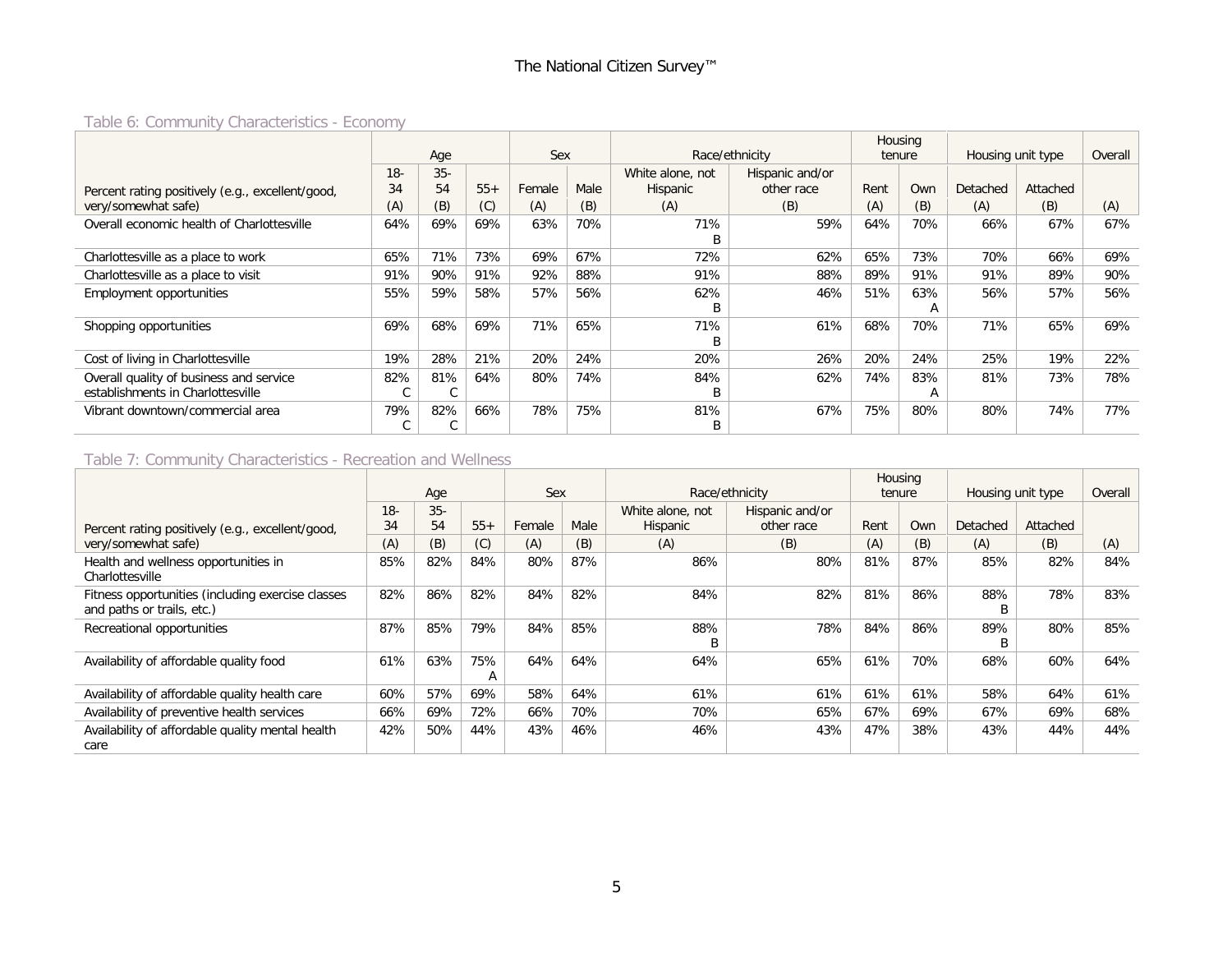Table 6: Community Characteristics - Economy

| Percent rating positively (e.g., excellent/good, very/somewhat safe) | Age | | | Sex | | Race/ethnicity | | Housing tenure | | Housing unit type | | Overall |
|---|---|---|---|---|---|---|---|---|---|---|---|---|
| | 18-34 | 35-54 | 55+ | Female | Male | White alone, not Hispanic | Hispanic and/or other race | Rent | Own | Detached | Attached | |
| | (A) | (B) | (C) | (A) | (B) | (A) | (B) | (A) | (B) | (A) | (B) | (A) |
| Overall economic health of Charlottesville | 64% | 69% | 69% | 63% | 70% | 71% B | 59% | 64% | 70% | 66% | 67% | 67% |
| Charlottesville as a place to work | 65% | 71% | 73% | 69% | 67% | 72% | 62% | 65% | 73% | 70% | 66% | 69% |
| Charlottesville as a place to visit | 91% | 90% | 91% | 92% | 88% | 91% | 88% | 89% | 91% | 91% | 89% | 90% |
| Employment opportunities | 55% | 59% | 58% | 57% | 56% | 62% B | 46% | 51% | 63% A | 56% | 57% | 56% |
| Shopping opportunities | 69% | 68% | 69% | 71% | 65% | 71% B | 61% | 68% | 70% | 71% | 65% | 69% |
| Cost of living in Charlottesville | 19% | 28% | 21% | 20% | 24% | 20% | 26% | 20% | 24% | 25% | 19% | 22% |
| Overall quality of business and service establishments in Charlottesville | 82% C | 81% C | 64% | 80% | 74% | 84% B | 62% | 74% | 83% A | 81% | 73% | 78% |
| Vibrant downtown/commercial area | 79% C | 82% C | 66% | 78% | 75% | 81% B | 67% | 75% | 80% | 80% | 74% | 77% |

Table 7: Community Characteristics - Recreation and Wellness

| Percent rating positively (e.g., excellent/good, very/somewhat safe) | Age | | | Sex | | Race/ethnicity | | Housing tenure | | Housing unit type | | Overall |
|---|---|---|---|---|---|---|---|---|---|---|---|---|
| | 18-34 | 35-54 | 55+ | Female | Male | White alone, not Hispanic | Hispanic and/or other race | Rent | Own | Detached | Attached | |
| | (A) | (B) | (C) | (A) | (B) | (A) | (B) | (A) | (B) | (A) | (B) | (A) |
| Health and wellness opportunities in Charlottesville | 85% | 82% | 84% | 80% | 87% | 86% | 80% | 81% | 87% | 85% | 82% | 84% |
| Fitness opportunities (including exercise classes and paths or trails, etc.) | 82% | 86% | 82% | 84% | 82% | 84% | 82% | 81% | 86% | 88% B | 78% | 83% |
| Recreational opportunities | 87% | 85% | 79% | 84% | 85% | 88% B | 78% | 84% | 86% | 89% B | 80% | 85% |
| Availability of affordable quality food | 61% | 63% | 75% A | 64% | 64% | 64% | 65% | 61% | 70% | 68% | 60% | 64% |
| Availability of affordable quality health care | 60% | 57% | 69% | 58% | 64% | 61% | 61% | 61% | 61% | 58% | 64% | 61% |
| Availability of preventive health services | 66% | 69% | 72% | 66% | 70% | 70% | 65% | 67% | 69% | 67% | 69% | 68% |
| Availability of affordable quality mental health care | 42% | 50% | 44% | 43% | 46% | 46% | 43% | 47% | 38% | 43% | 44% | 44% |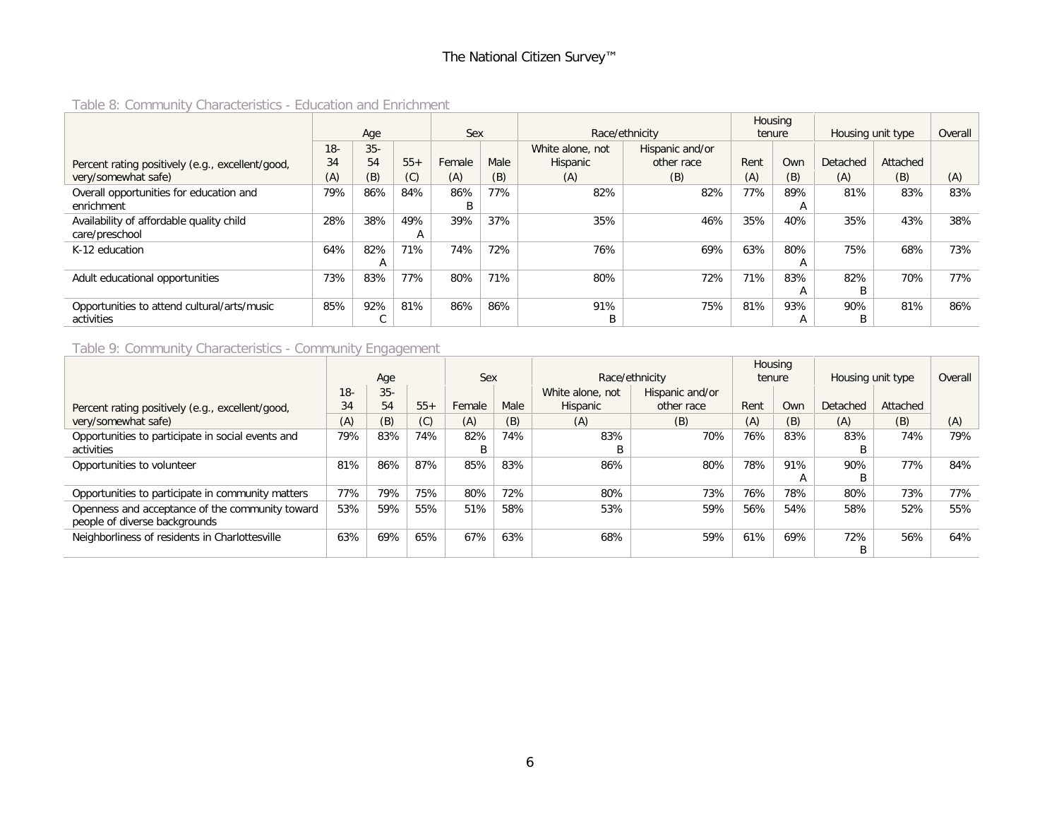### Table 8: Community Characteristics - Education and Enrichment

| Percent rating positively (e.g., excellent/good, very/somewhat safe) | Age | | | Sex | | Race/ethnicity | | Housing tenure | | Housing unit type | | Overall |
|---|---|---|---|---|---|---|---|---|---|---|---|---|
| | 18-34 | 35-54 | 55+ | Female | Male | White alone, not Hispanic | Hispanic and/or other race | Rent | Own | Detached | Attached | |
| | (A) | (B) | (C) | (A) | (B) | (A) | (B) | (A) | (B) | (A) | (B) | (A) |
| Overall opportunities for education and enrichment | 79% | 86% | 84% | 86% B | 77% | 82% | 82% | 77% | 89% A | 81% | 83% | 83% |
| Availability of affordable quality child care/preschool | 28% | 38% | 49% A | 39% | 37% | 35% | 46% | 35% | 40% | 35% | 43% | 38% |
| K-12 education | 64% | 82% A | 71% | 74% | 72% | 76% | 69% | 63% | 80% A | 75% | 68% | 73% |
| Adult educational opportunities | 73% | 83% | 77% | 80% | 71% | 80% | 72% | 71% | 83% A | 82% B | 70% | 77% |
| Opportunities to attend cultural/arts/music activities | 85% | 92% C | 81% | 86% | 86% | 91% B | 75% | 81% | 93% A | 90% B | 81% | 86% |

### Table 9: Community Characteristics - Community Engagement

| Percent rating positively (e.g., excellent/good, very/somewhat safe) | Age | | | Sex | | Race/ethnicity | | Housing tenure | | Housing unit type | | Overall |
|---|---|---|---|---|---|---|---|---|---|---|---|---|
| | 18-34 | 35-54 | 55+ | Female | Male | White alone, not Hispanic | Hispanic and/or other race | Rent | Own | Detached | Attached | |
| | (A) | (B) | (C) | (A) | (B) | (A) | (B) | (A) | (B) | (A) | (B) | (A) |
| Opportunities to participate in social events and activities | 79% | 83% | 74% | 82% B | 74% | 83% B | 70% | 76% | 83% | 83% B | 74% | 79% |
| Opportunities to volunteer | 81% | 86% | 87% | 85% | 83% | 86% | 80% | 78% | 91% A | 90% B | 77% | 84% |
| Opportunities to participate in community matters | 77% | 79% | 75% | 80% | 72% | 80% | 73% | 76% | 78% | 80% | 73% | 77% |
| Openness and acceptance of the community toward people of diverse backgrounds | 53% | 59% | 55% | 51% | 58% | 53% | 59% | 56% | 54% | 58% | 52% | 55% |
| Neighborliness of residents in Charlottesville | 63% | 69% | 65% | 67% | 63% | 68% | 59% | 61% | 69% | 72% B | 56% | 64% |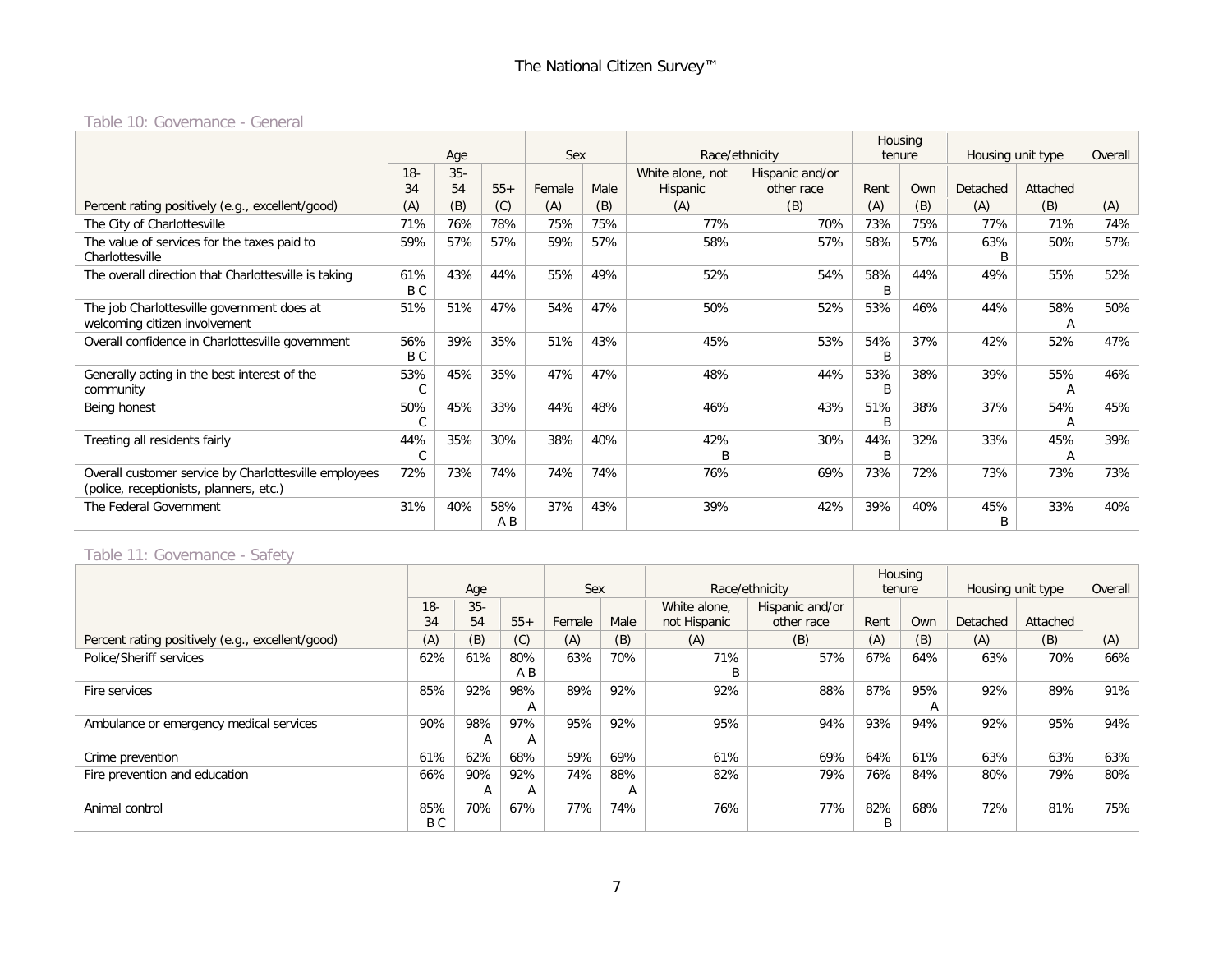Table 10: Governance - General

| Percent rating positively (e.g., excellent/good) | Age | | | Sex | | Race/ethnicity | | Housing tenure | | Housing unit type | | Overall |
|---|---|---|---|---|---|---|---|---|---|---|---|---|
| | 18-34 | 35-54 | 55+ | Female | Male | White alone, not Hispanic | Hispanic and/or other race | Rent | Own | Detached | Attached | |
| | (A) | (B) | (C) | (A) | (B) | (A) | (B) | (A) | (B) | (A) | (B) | (A) |
| The City of Charlottesville | 71% | 76% | 78% | 75% | 75% | 77% | 70% | 73% | 75% | 77% | 71% | 74% |
| The value of services for the taxes paid to Charlottesville | 59% | 57% | 57% | 59% | 57% | 58% | 57% | 58% | 57% | 63% B | 50% | 57% |
| The overall direction that Charlottesville is taking | 61% B C | 43% | 44% | 55% | 49% | 52% | 54% | 58% B | 44% | 49% | 55% | 52% |
| The job Charlottesville government does at welcoming citizen involvement | 51% | 51% | 47% | 54% | 47% | 50% | 52% | 53% | 46% | 44% | 58% A | 50% |
| Overall confidence in Charlottesville government | 56% B C | 39% | 35% | 51% | 43% | 45% | 53% | 54% B | 37% | 42% | 52% | 47% |
| Generally acting in the best interest of the community | 53% C | 45% | 35% | 47% | 47% | 48% | 44% | 53% B | 38% | 39% | 55% A | 46% |
| Being honest | 50% C | 45% | 33% | 44% | 48% | 46% | 43% | 51% B | 38% | 37% | 54% A | 45% |
| Treating all residents fairly | 44% C | 35% | 30% | 38% | 40% | 42% B | 30% | 44% B | 32% | 33% | 45% A | 39% |
| Overall customer service by Charlottesville employees (police, receptionists, planners, etc.) | 72% | 73% | 74% | 74% | 74% | 76% | 69% | 73% | 72% | 73% | 73% | 73% |
| The Federal Government | 31% | 40% | 58% A B | 37% | 43% | 39% | 42% | 39% | 40% | 45% B | 33% | 40% |

Table 11: Governance - Safety

| Percent rating positively (e.g., excellent/good) | Age | | | Sex | | Race/ethnicity | | Housing tenure | | Housing unit type | | Overall |
|---|---|---|---|---|---|---|---|---|---|---|---|---|
| | 18-34 | 35-54 | 55+ | Female | Male | White alone, not Hispanic | Hispanic and/or other race | Rent | Own | Detached | Attached | |
| | (A) | (B) | (C) | (A) | (B) | (A) | (B) | (A) | (B) | (A) | (B) | (A) |
| Police/Sheriff services | 62% | 61% | 80% A B | 63% | 70% | 71% B | 57% | 67% | 64% | 63% | 70% | 66% |
| Fire services | 85% | 92% | 98% A | 89% | 92% | 92% | 88% | 87% | 95% A | 92% | 89% | 91% |
| Ambulance or emergency medical services | 90% | 98% A | 97% A | 95% | 92% | 95% | 94% | 93% | 94% | 92% | 95% | 94% |
| Crime prevention | 61% | 62% | 68% | 59% | 69% | 61% | 69% | 64% | 61% | 63% | 63% | 63% |
| Fire prevention and education | 66% | 90% A | 92% A | 74% | 88% A | 82% | 79% | 76% | 84% | 80% | 79% | 80% |
| Animal control | 85% B C | 70% | 67% | 77% | 74% | 76% | 77% | 82% B | 68% | 72% | 81% | 75% |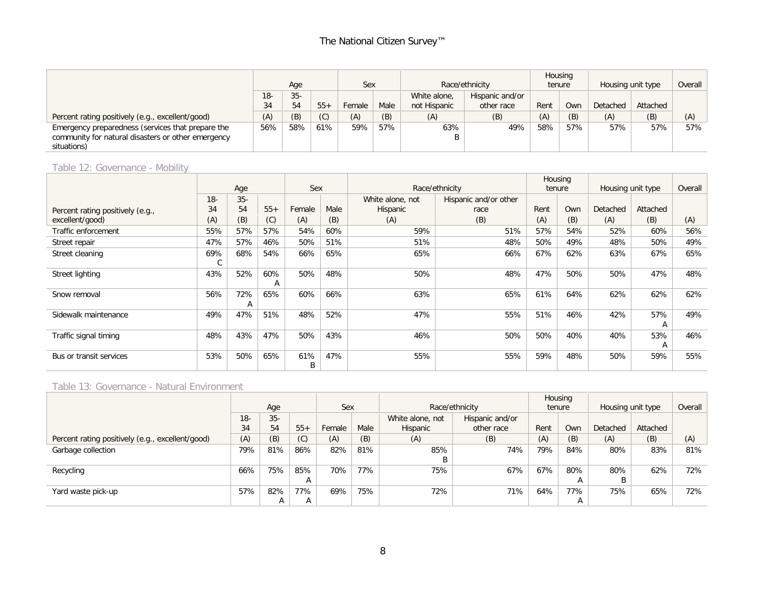| | Age | | | Sex | | Race/ethnicity | | Housing tenure | | Housing unit type | | Overall |
|---|---|---|---|---|---|---|---|---|---|---|---|---|
| | 18-34 | 35-54 | 55+ | Female | Male | White alone, not Hispanic | Hispanic and/or other race | Rent | Own | Detached | Attached | |
| Percent rating positively (e.g., excellent/good) | (A) | (B) | (C) | (A) | (B) | (A) | (B) | (A) | (B) | (A) | (B) | (A) |
| Emergency preparedness (services that prepare the community for natural disasters or other emergency situations) | 56% | 58% | 61% | 59% | 57% | 63% B | 49% | 58% | 57% | 57% | 57% | 57% |

## Table 12: Governance - Mobility

| | Age | | | Sex | | Race/ethnicity | | Housing tenure | | Housing unit type | | Overall |
|---|---|---|---|---|---|---|---|---|---|---|---|---|
| | 18-34 | 35-54 | 55+ | Female | Male | White alone, not Hispanic | Hispanic and/or other race | Rent | Own | Detached | Attached | |
| Percent rating positively (e.g., excellent/good) | (A) | (B) | (C) | (A) | (B) | (A) | (B) | (A) | (B) | (A) | (B) | (A) |
| Traffic enforcement | 55% | 57% | 57% | 54% | 60% | 59% | 51% | 57% | 54% | 52% | 60% | 56% |
| Street repair | 47% | 57% | 46% | 50% | 51% | 51% | 48% | 50% | 49% | 48% | 50% | 49% |
| Street cleaning | 69% C | 68% | 54% | 66% | 65% | 65% | 66% | 67% | 62% | 63% | 67% | 65% |
| Street lighting | 43% | 52% | 60% A | 50% | 48% | 50% | 48% | 47% | 50% | 50% | 47% | 48% |
| Snow removal | 56% | 72% A | 65% | 60% | 66% | 63% | 65% | 61% | 64% | 62% | 62% | 62% |
| Sidewalk maintenance | 49% | 47% | 51% | 48% | 52% | 47% | 55% | 51% | 46% | 42% | 57% A | 49% |
| Traffic signal timing | 48% | 43% | 47% | 50% | 43% | 46% | 50% | 50% | 40% | 40% | 53% A | 46% |
| Bus or transit services | 53% | 50% | 65% | 61% B | 47% | 55% | 55% | 59% | 48% | 50% | 59% | 55% |

## Table 13: Governance - Natural Environment

| | Age | | | Sex | | Race/ethnicity | | Housing tenure | | Housing unit type | | Overall |
|---|---|---|---|---|---|---|---|---|---|---|---|---|
| | 18-34 | 35-54 | 55+ | Female | Male | White alone, not Hispanic | Hispanic and/or other race | Rent | Own | Detached | Attached | |
| Percent rating positively (e.g., excellent/good) | (A) | (B) | (C) | (A) | (B) | (A) | (B) | (A) | (B) | (A) | (B) | (A) |
| Garbage collection | 79% | 81% | 86% | 82% | 81% | 85% B | 74% | 79% | 84% | 80% | 83% | 81% |
| Recycling | 66% | 75% | 85% A | 70% | 77% | 75% | 67% | 67% | 80% A | 80% B | 62% | 72% |
| Yard waste pick-up | 57% | 82% A | 77% A | 69% | 75% | 72% | 71% | 64% | 77% A | 75% | 65% | 72% |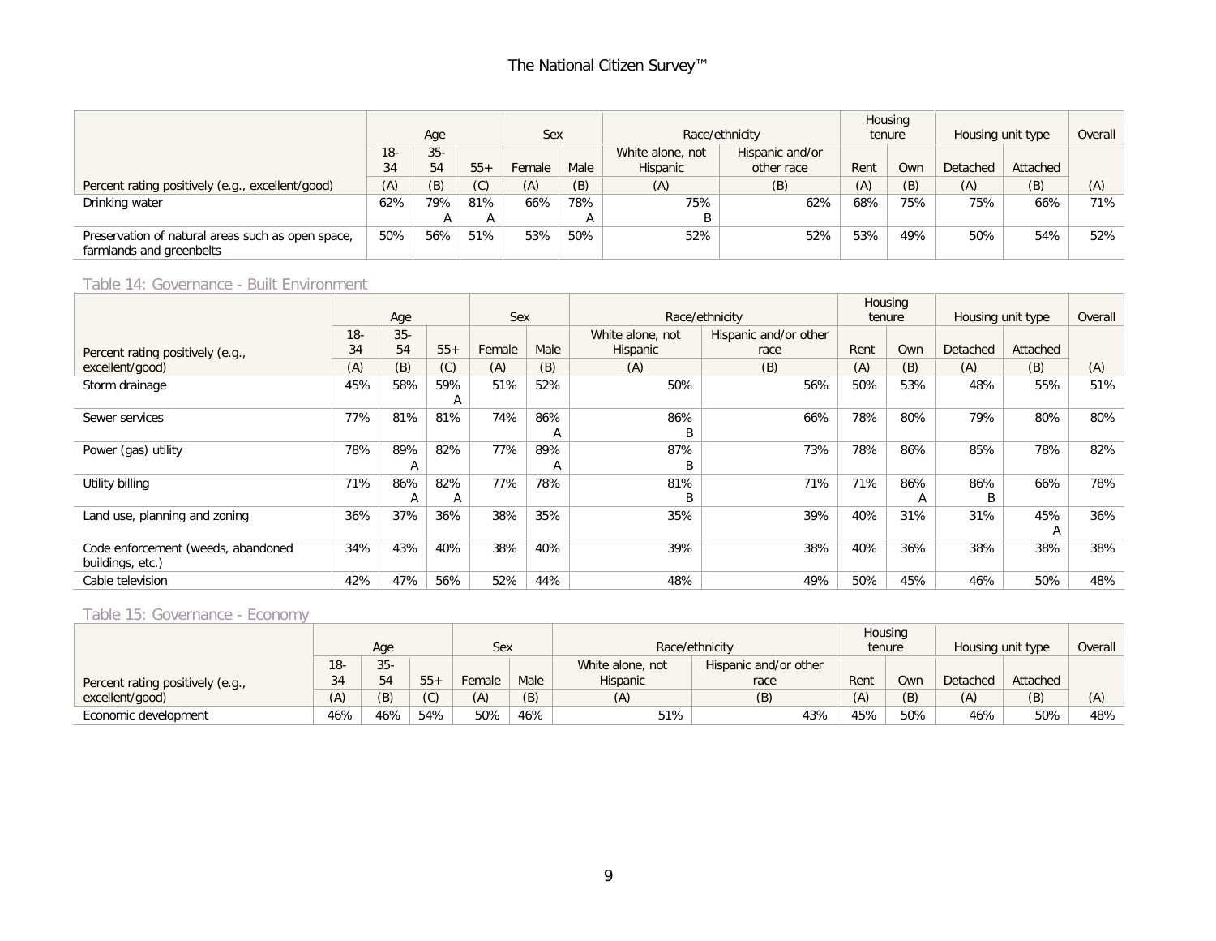| Percent rating positively (e.g., excellent/good) | Age | | | Sex | | Race/ethnicity | | Housing tenure | | Housing unit type | | Overall |
|---|---|---|---|---|---|---|---|---|---|---|---|---|
| | 18-34 | 35-54 | 55+ | Female | Male | White alone, not Hispanic | Hispanic and/or other race | Rent | Own | Detached | Attached | |
| | (A) | (B) | (C) | (A) | (B) | (A) | (B) | (A) | (B) | (A) | (B) | (A) |
| Drinking water | 62% | 79% A | 81% A | 66% | 78% A | 75% B | 62% | 68% | 75% | 75% | 66% | 71% |
| Preservation of natural areas such as open space, farmlands and greenbelts | 50% | 56% | 51% | 53% | 50% | 52% | 52% | 53% | 49% | 50% | 54% | 52% |

## Table 14: Governance - Built Environment

| Percent rating positively (e.g., excellent/good) | Age | | | Sex | | Race/ethnicity | | Housing tenure | | Housing unit type | | Overall |
|---|---|---|---|---|---|---|---|---|---|---|---|---|
| | 18-34 | 35-54 | 55+ | Female | Male | White alone, not Hispanic | Hispanic and/or other race | Rent | Own | Detached | Attached | |
| | (A) | (B) | (C) | (A) | (B) | (A) | (B) | (A) | (B) | (A) | (B) | (A) |
| Storm drainage | 45% | 58% | 59% A | 51% | 52% | 50% | 56% | 50% | 53% | 48% | 55% | 51% |
| Sewer services | 77% | 81% | 81% | 74% | 86% A | 86% B | 66% | 78% | 80% | 79% | 80% | 80% |
| Power (gas) utility | 78% | 89% A | 82% | 77% | 89% A | 87% B | 73% | 78% | 86% | 85% | 78% | 82% |
| Utility billing | 71% | 86% A | 82% A | 77% | 78% | 81% B | 71% | 71% | 86% A | 86% B | 66% | 78% |
| Land use, planning and zoning | 36% | 37% | 36% | 38% | 35% | 35% | 39% | 40% | 31% | 31% | 45% A | 36% |
| Code enforcement (weeds, abandoned buildings, etc.) | 34% | 43% | 40% | 38% | 40% | 39% | 38% | 40% | 36% | 38% | 38% | 38% |
| Cable television | 42% | 47% | 56% | 52% | 44% | 48% | 49% | 50% | 45% | 46% | 50% | 48% |

## Table 15: Governance - Economy

| Percent rating positively (e.g., excellent/good) | Age | | | Sex | | Race/ethnicity | | Housing tenure | | Housing unit type | | Overall |
|---|---|---|---|---|---|---|---|---|---|---|---|---|
| | 18-34 | 35-54 | 55+ | Female | Male | White alone, not Hispanic | Hispanic and/or other race | Rent | Own | Detached | Attached | |
| | (A) | (B) | (C) | (A) | (B) | (A) | (B) | (A) | (B) | (A) | (B) | (A) |
| Economic development | 46% | 46% | 54% | 50% | 46% | 51% | 43% | 45% | 50% | 46% | 50% | 48% |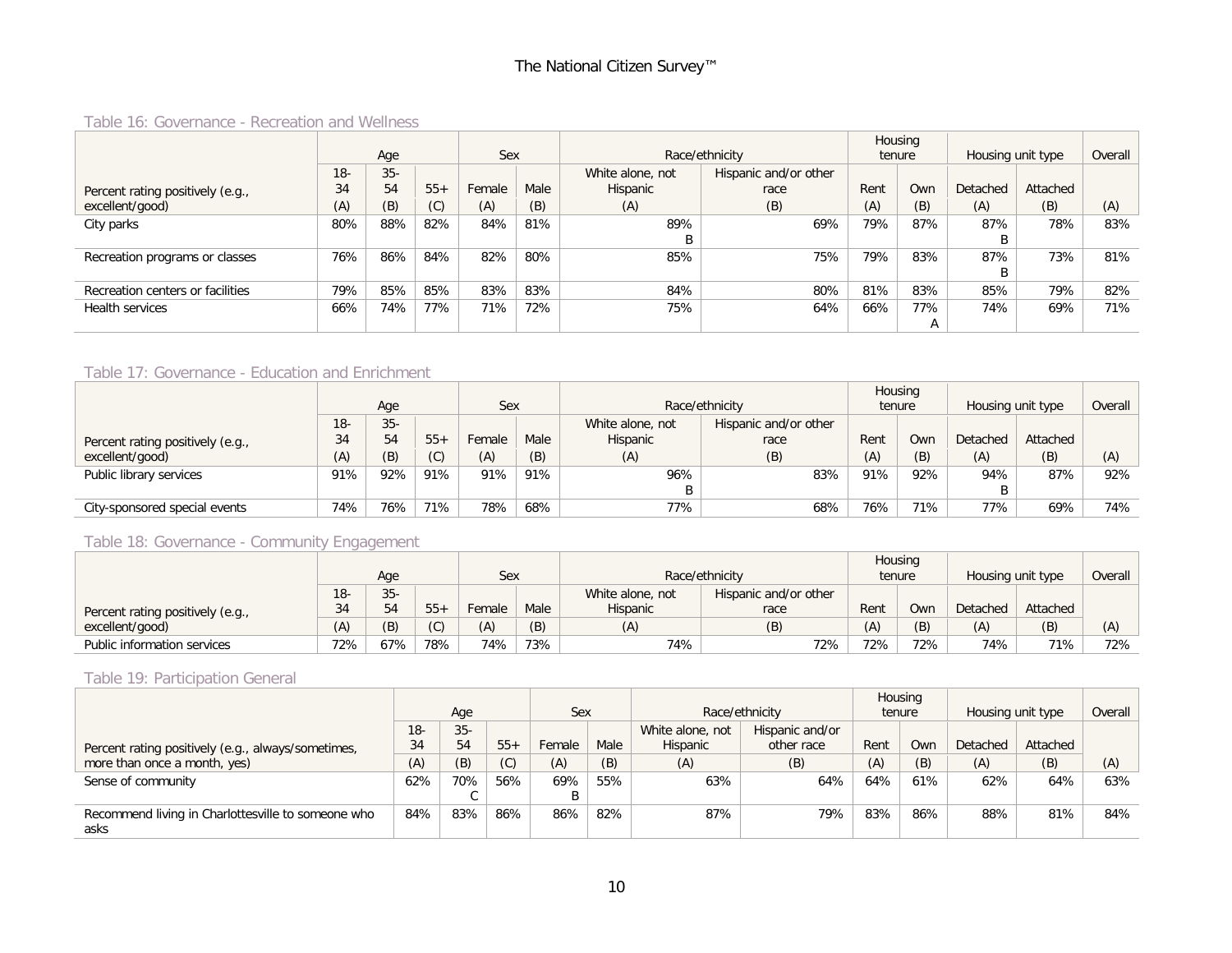### Table 16: Governance - Recreation and Wellness

| Percent rating positively (e.g., excellent/good) | Age | | | Sex | | Race/ethnicity | | Housing tenure | | Housing unit type | | Overall |
|---|---|---|---|---|---|---|---|---|---|---|---|---|
| | 18-34 | 35-54 | 55+ | Female | Male | White alone, not Hispanic | Hispanic and/or other race | Rent | Own | Detached | Attached | |
| | (A) | (B) | (C) | (A) | (B) | (A) | (B) | (A) | (B) | (A) | (B) | (A) |
| City parks | 80% | 88% | 82% | 84% | 81% | 89% B | 69% | 79% | 87% | 87% B | 78% | 83% |
| Recreation programs or classes | 76% | 86% | 84% | 82% | 80% | 85% | 75% | 79% | 83% | 87% B | 73% | 81% |
| Recreation centers or facilities | 79% | 85% | 85% | 83% | 83% | 84% | 80% | 81% | 83% | 85% | 79% | 82% |
| Health services | 66% | 74% | 77% | 71% | 72% | 75% | 64% | 66% | 77% A | 74% | 69% | 71% |

### Table 17: Governance - Education and Enrichment

| Percent rating positively (e.g., excellent/good) | Age | | | Sex | | Race/ethnicity | | Housing tenure | | Housing unit type | | Overall |
|---|---|---|---|---|---|---|---|---|---|---|---|---|
| | 18-34 | 35-54 | 55+ | Female | Male | White alone, not Hispanic | Hispanic and/or other race | Rent | Own | Detached | Attached | |
| | (A) | (B) | (C) | (A) | (B) | (A) | (B) | (A) | (B) | (A) | (B) | (A) |
| Public library services | 91% | 92% | 91% | 91% | 91% | 96% B | 83% | 91% | 92% | 94% B | 87% | 92% |
| City-sponsored special events | 74% | 76% | 71% | 78% | 68% | 77% | 68% | 76% | 71% | 77% | 69% | 74% |

### Table 18: Governance - Community Engagement

| Percent rating positively (e.g., excellent/good) | Age | | | Sex | | Race/ethnicity | | Housing tenure | | Housing unit type | | Overall |
|---|---|---|---|---|---|---|---|---|---|---|---|---|
| | 18-34 | 35-54 | 55+ | Female | Male | White alone, not Hispanic | Hispanic and/or other race | Rent | Own | Detached | Attached | |
| | (A) | (B) | (C) | (A) | (B) | (A) | (B) | (A) | (B) | (A) | (B) | (A) |
| Public information services | 72% | 67% | 78% | 74% | 73% | 74% | 72% | 72% | 72% | 74% | 71% | 72% |

### Table 19: Participation General

| Percent rating positively (e.g., always/sometimes, more than once a month, yes) | Age | | | Sex | | Race/ethnicity | | Housing tenure | | Housing unit type | | Overall |
|---|---|---|---|---|---|---|---|---|---|---|---|---|
| | 18-34 | 35-54 | 55+ | Female | Male | White alone, not Hispanic | Hispanic and/or other race | Rent | Own | Detached | Attached | |
| | (A) | (B) | (C) | (A) | (B) | (A) | (B) | (A) | (B) | (A) | (B) | (A) |
| Sense of community | 62% | 70% C | 56% | 69% B | 55% | 63% | 64% | 64% | 61% | 62% | 64% | 63% |
| Recommend living in Charlottesville to someone who asks | 84% | 83% | 86% | 86% | 82% | 87% | 79% | 83% | 86% | 88% | 81% | 84% |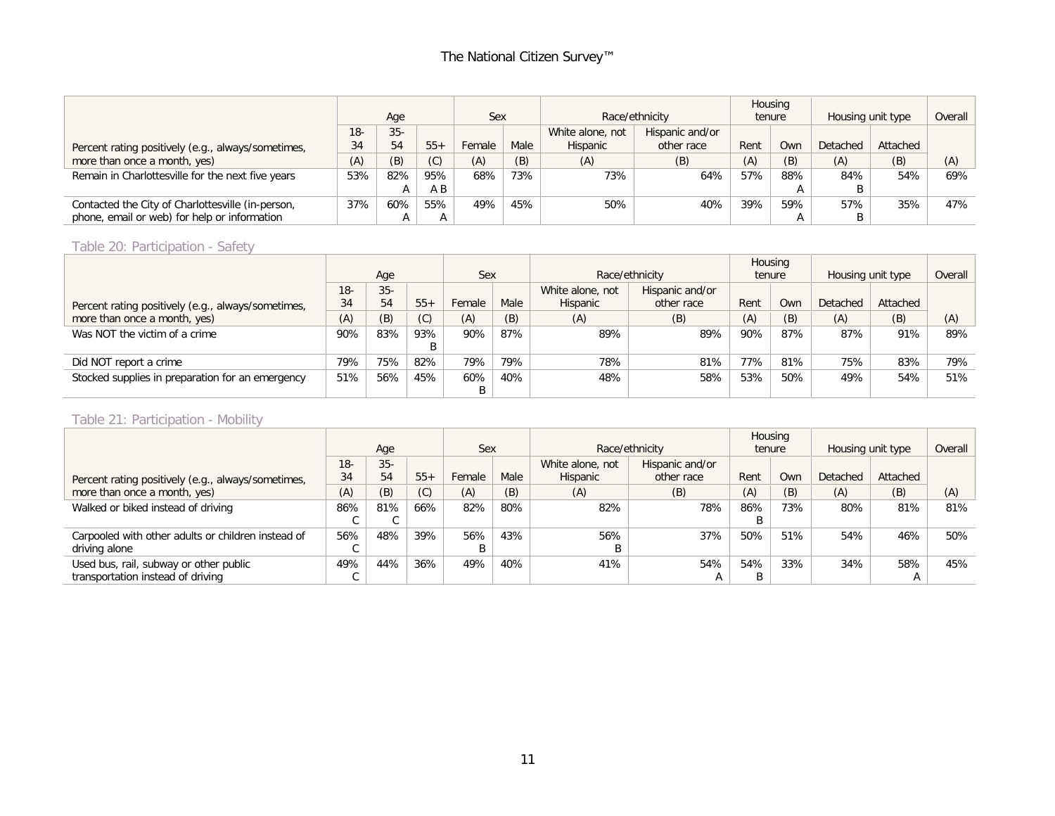| Percent rating positively (e.g., always/sometimes, more than once a month, yes) | Age | | | Sex | | Race/ethnicity | | Housing tenure | | Housing unit type | | Overall |
|---|---|---|---|---|---|---|---|---|---|---|---|---|
| | 18-34 | 35-54 | 55+ | Female | Male | White alone, not Hispanic | Hispanic and/or other race | Rent | Own | Detached | Attached | |
| | (A) | (B) | (C) | (A) | (B) | (A) | (B) | (A) | (B) | (A) | (B) | (A) |
| Remain in Charlottesville for the next five years | 53% | 82% A | 95% A B | 68% | 73% | 73% | 64% | 57% | 88% A | 84% B | 54% | 69% |
| Contacted the City of Charlottesville (in-person, phone, email or web) for help or information | 37% | 60% A | 55% A | 49% | 45% | 50% | 40% | 39% | 59% A | 57% B | 35% | 47% |

## Table 20: Participation - Safety

| Percent rating positively (e.g., always/sometimes, more than once a month, yes) | Age | | | Sex | | Race/ethnicity | | Housing tenure | | Housing unit type | | Overall |
|---|---|---|---|---|---|---|---|---|---|---|---|---|
| | 18-34 | 35-54 | 55+ | Female | Male | White alone, not Hispanic | Hispanic and/or other race | Rent | Own | Detached | Attached | |
| | (A) | (B) | (C) | (A) | (B) | (A) | (B) | (A) | (B) | (A) | (B) | (A) |
| Was NOT the victim of a crime | 90% | 83% | 93% B | 90% | 87% | 89% | 89% | 90% | 87% | 87% | 91% | 89% |
| Did NOT report a crime | 79% | 75% | 82% | 79% | 79% | 78% | 81% | 77% | 81% | 75% | 83% | 79% |
| Stocked supplies in preparation for an emergency | 51% | 56% | 45% | 60% B | 40% | 48% | 58% | 53% | 50% | 49% | 54% | 51% |

## Table 21: Participation - Mobility

| Percent rating positively (e.g., always/sometimes, more than once a month, yes) | Age | | | Sex | | Race/ethnicity | | Housing tenure | | Housing unit type | | Overall |
|---|---|---|---|---|---|---|---|---|---|---|---|---|
| | 18-34 | 35-54 | 55+ | Female | Male | White alone, not Hispanic | Hispanic and/or other race | Rent | Own | Detached | Attached | |
| | (A) | (B) | (C) | (A) | (B) | (A) | (B) | (A) | (B) | (A) | (B) | (A) |
| Walked or biked instead of driving | 86% C | 81% C | 66% | 82% | 80% | 82% | 78% | 86% B | 73% | 80% | 81% | 81% |
| Carpooled with other adults or children instead of driving alone | 56% C | 48% | 39% | 56% B | 43% | 56% B | 37% | 50% | 51% | 54% | 46% | 50% |
| Used bus, rail, subway or other public transportation instead of driving | 49% C | 44% | 36% | 49% | 40% | 41% | 54% A | 54% B | 33% | 34% | 58% A | 45% |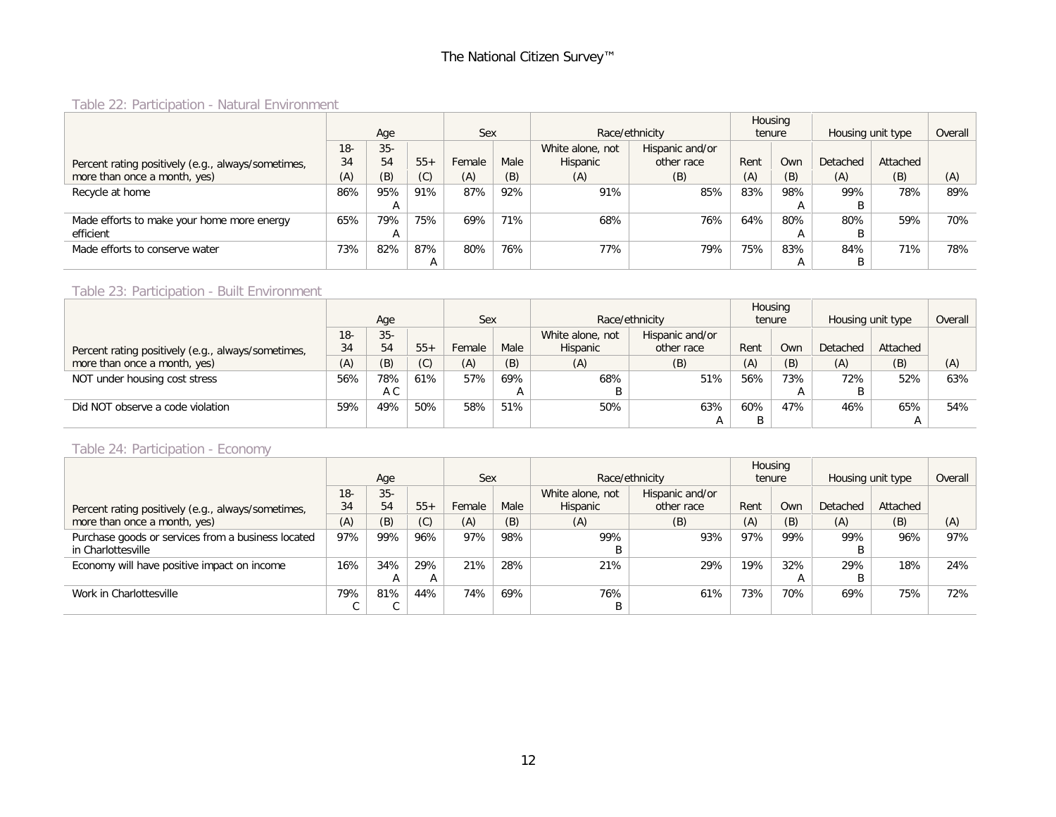### Table 22: Participation - Natural Environment

| Percent rating positively (e.g., always/sometimes, more than once a month, yes) | Age | | | Sex | | Race/ethnicity | | Housing tenure | | Housing unit type | | Overall |
|---|---|---|---|---|---|---|---|---|---|---|---|---|
| | 18-34 | 35-54 | 55+ | Female | Male | White alone, not Hispanic | Hispanic and/or other race | Rent | Own | Detached | Attached | |
| | (A) | (B) | (C) | (A) | (B) | (A) | (B) | (A) | (B) | (A) | (B) | (A) |
| Recycle at home | 86% | 95% A | 91% | 87% | 92% | 91% | 85% | 83% | 98% A | 99% B | 78% | 89% |
| Made efforts to make your home more energy efficient | 65% | 79% A | 75% | 69% | 71% | 68% | 76% | 64% | 80% A | 80% B | 59% | 70% |
| Made efforts to conserve water | 73% | 82% | 87% A | 80% | 76% | 77% | 79% | 75% | 83% A | 84% B | 71% | 78% |

### Table 23: Participation - Built Environment

| Percent rating positively (e.g., always/sometimes, more than once a month, yes) | Age | | | Sex | | Race/ethnicity | | Housing tenure | | Housing unit type | | Overall |
|---|---|---|---|---|---|---|---|---|---|---|---|---|
| | 18-34 | 35-54 | 55+ | Female | Male | White alone, not Hispanic | Hispanic and/or other race | Rent | Own | Detached | Attached | |
| | (A) | (B) | (C) | (A) | (B) | (A) | (B) | (A) | (B) | (A) | (B) | (A) |
| NOT under housing cost stress | 56% | 78% A C | 61% | 57% | 69% A | 68% B | 51% | 56% | 73% A | 72% B | 52% | 63% |
| Did NOT observe a code violation | 59% | 49% | 50% | 58% | 51% | 50% | 63% A | 60% B | 47% | 46% | 65% A | 54% |

### Table 24: Participation - Economy

| Percent rating positively (e.g., always/sometimes, more than once a month, yes) | Age | | | Sex | | Race/ethnicity | | Housing tenure | | Housing unit type | | Overall |
|---|---|---|---|---|---|---|---|---|---|---|---|---|
| | 18-34 | 35-54 | 55+ | Female | Male | White alone, not Hispanic | Hispanic and/or other race | Rent | Own | Detached | Attached | |
| | (A) | (B) | (C) | (A) | (B) | (A) | (B) | (A) | (B) | (A) | (B) | (A) |
| Purchase goods or services from a business located in Charlottesville | 97% | 99% | 96% | 97% | 98% | 99% B | 93% | 97% | 99% | 99% B | 96% | 97% |
| Economy will have positive impact on income | 16% | 34% A | 29% A | 21% | 28% | 21% | 29% | 19% | 32% A | 29% B | 18% | 24% |
| Work in Charlottesville | 79% C | 81% C | 44% | 74% | 69% | 76% B | 61% | 73% | 70% | 69% | 75% | 72% |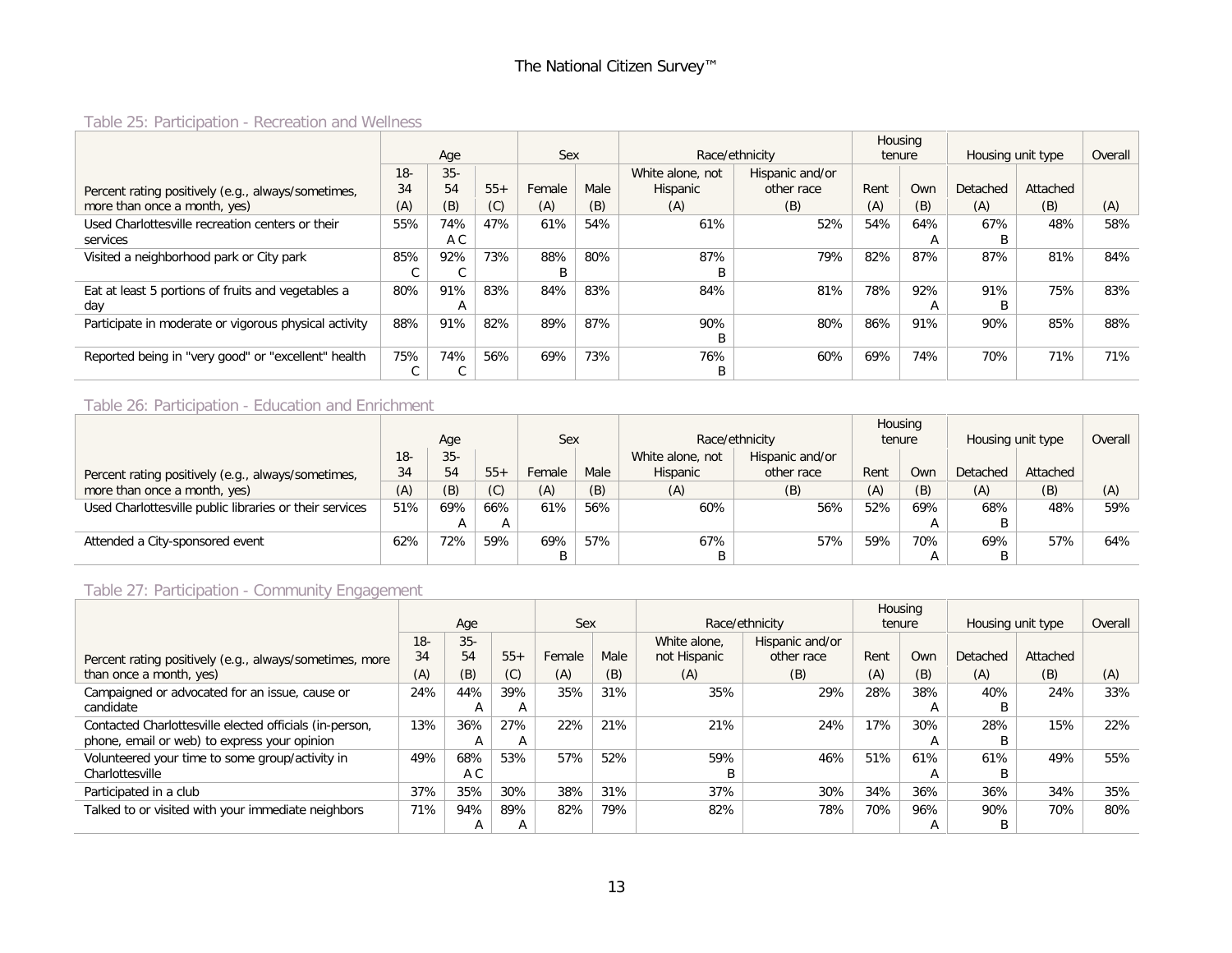### Table 25: Participation - Recreation and Wellness

| Percent rating positively (e.g., always/sometimes, more than once a month, yes) | Age | | | Sex | | Race/ethnicity | | Housing tenure | | Housing unit type | | Overall |
|---|---|---|---|---|---|---|---|---|---|---|---|---|
| | 18-34 | 35-54 | 55+ | Female | Male | White alone, not Hispanic | Hispanic and/or other race | Rent | Own | Detached | Attached | |
| | (A) | (B) | (C) | (A) | (B) | (A) | (B) | (A) | (B) | (A) | (B) | (A) |
| Used Charlottesville recreation centers or their services | 55% | 74% A C | 47% | 61% | 54% | 61% | 52% | 54% | 64% A | 67% B | 48% | 58% |
| Visited a neighborhood park or City park | 85% C | 92% C | 73% | 88% B | 80% | 87% B | 79% | 82% | 87% | 87% | 81% | 84% |
| Eat at least 5 portions of fruits and vegetables a day | 80% | 91% A | 83% | 84% | 83% | 84% | 81% | 78% | 92% A | 91% B | 75% | 83% |
| Participate in moderate or vigorous physical activity | 88% | 91% | 82% | 89% | 87% | 90% B | 80% | 86% | 91% | 90% | 85% | 88% |
| Reported being in "very good" or "excellent" health | 75% C | 74% C | 56% | 69% | 73% | 76% B | 60% | 69% | 74% | 70% | 71% | 71% |

### Table 26: Participation - Education and Enrichment

| Percent rating positively (e.g., always/sometimes, more than once a month, yes) | Age | | | Sex | | Race/ethnicity | | Housing tenure | | Housing unit type | | Overall |
|---|---|---|---|---|---|---|---|---|---|---|---|---|
| | 18-34 | 35-54 | 55+ | Female | Male | White alone, not Hispanic | Hispanic and/or other race | Rent | Own | Detached | Attached | |
| | (A) | (B) | (C) | (A) | (B) | (A) | (B) | (A) | (B) | (A) | (B) | (A) |
| Used Charlottesville public libraries or their services | 51% | 69% A | 66% A | 61% | 56% | 60% | 56% | 52% | 69% A | 68% B | 48% | 59% |
| Attended a City-sponsored event | 62% | 72% | 59% | 69% B | 57% | 67% B | 57% | 59% | 70% A | 69% B | 57% | 64% |

### Table 27: Participation - Community Engagement

| Percent rating positively (e.g., always/sometimes, more than once a month, yes) | Age | | | Sex | | Race/ethnicity | | Housing tenure | | Housing unit type | | Overall |
|---|---|---|---|---|---|---|---|---|---|---|---|---|
| | 18-34 | 35-54 | 55+ | Female | Male | White alone, not Hispanic | Hispanic and/or other race | Rent | Own | Detached | Attached | |
| | (A) | (B) | (C) | (A) | (B) | (A) | (B) | (A) | (B) | (A) | (B) | (A) |
| Campaigned or advocated for an issue, cause or candidate | 24% | 44% A | 39% A | 35% | 31% | 35% | 29% | 28% | 38% A | 40% B | 24% | 33% |
| Contacted Charlottesville elected officials (in-person, phone, email or web) to express your opinion | 13% | 36% A | 27% A | 22% | 21% | 21% | 24% | 17% | 30% A | 28% B | 15% | 22% |
| Volunteered your time to some group/activity in Charlottesville | 49% | 68% A C | 53% | 57% | 52% | 59% B | 46% | 51% | 61% A | 61% B | 49% | 55% |
| Participated in a club | 37% | 35% | 30% | 38% | 31% | 37% | 30% | 34% | 36% | 36% | 34% | 35% |
| Talked to or visited with your immediate neighbors | 71% | 94% A | 89% A | 82% | 79% | 82% | 78% | 70% | 96% A | 90% B | 70% | 80% |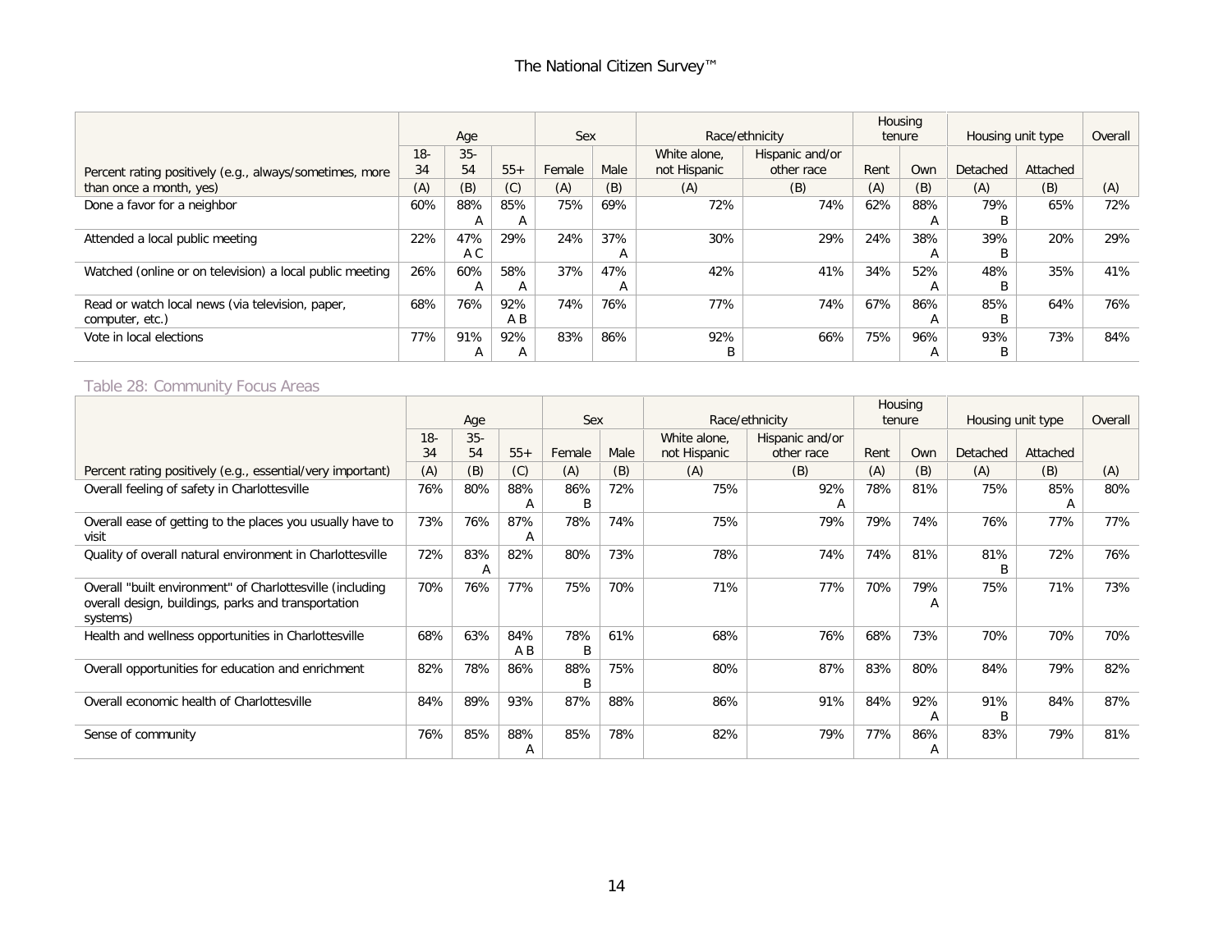| Percent rating positively (e.g., always/sometimes, more than once a month, yes) | Age | | | Sex | | Race/ethnicity | | Housing tenure | | Housing unit type | | Overall |
|---|---|---|---|---|---|---|---|---|---|---|---|---|
| | 18-34 | 35-54 | 55+ | Female | Male | White alone, not Hispanic | Hispanic and/or other race | Rent | Own | Detached | Attached | |
| | (A) | (B) | (C) | (A) | (B) | (A) | (B) | (A) | (B) | (A) | (B) | (A) |
| Done a favor for a neighbor | 60% | 88% A | 85% A | 75% | 69% | 72% | 74% | 62% | 88% A | 79% B | 65% | 72% |
| Attended a local public meeting | 22% | 47% A C | 29% | 24% | 37% A | 30% | 29% | 24% | 38% A | 39% B | 20% | 29% |
| Watched (online or on television) a local public meeting | 26% | 60% A | 58% A | 37% | 47% A | 42% | 41% | 34% | 52% A | 48% B | 35% | 41% |
| Read or watch local news (via television, paper, computer, etc.) | 68% | 76% | 92% A B | 74% | 76% | 77% | 74% | 67% | 86% A | 85% B | 64% | 76% |
| Vote in local elections | 77% | 91% A | 92% A | 83% | 86% | 92% B | 66% | 75% | 96% A | 93% B | 73% | 84% |

## Table 28: Community Focus Areas

| Percent rating positively (e.g., essential/very important) | Age | | | Sex | | Race/ethnicity | | Housing tenure | | Housing unit type | | Overall |
|---|---|---|---|---|---|---|---|---|---|---|---|---|
| | 18-34 | 35-54 | 55+ | Female | Male | White alone, not Hispanic | Hispanic and/or other race | Rent | Own | Detached | Attached | |
| | (A) | (B) | (C) | (A) | (B) | (A) | (B) | (A) | (B) | (A) | (B) | (A) |
| Overall feeling of safety in Charlottesville | 76% | 80% | 88% A | 86% B | 72% | 75% | 92% A | 78% | 81% | 75% | 85% A | 80% |
| Overall ease of getting to the places you usually have to visit | 73% | 76% | 87% A | 78% | 74% | 75% | 79% | 79% | 74% | 76% | 77% | 77% |
| Quality of overall natural environment in Charlottesville | 72% | 83% A | 82% | 80% | 73% | 78% | 74% | 74% | 81% | 81% B | 72% | 76% |
| Overall "built environment" of Charlottesville (including overall design, buildings, parks and transportation systems) | 70% | 76% | 77% | 75% | 70% | 71% | 77% | 70% | 79% A | 75% | 71% | 73% |
| Health and wellness opportunities in Charlottesville | 68% | 63% | 84% A B | 78% B | 61% | 68% | 76% | 68% | 73% | 70% | 70% | 70% |
| Overall opportunities for education and enrichment | 82% | 78% | 86% | 88% B | 75% | 80% | 87% | 83% | 80% | 84% | 79% | 82% |
| Overall economic health of Charlottesville | 84% | 89% | 93% | 87% | 88% | 86% | 91% | 84% | 92% A | 91% B | 84% | 87% |
| Sense of community | 76% | 85% | 88% A | 85% | 78% | 82% | 79% | 77% | 86% A | 83% | 79% | 81% |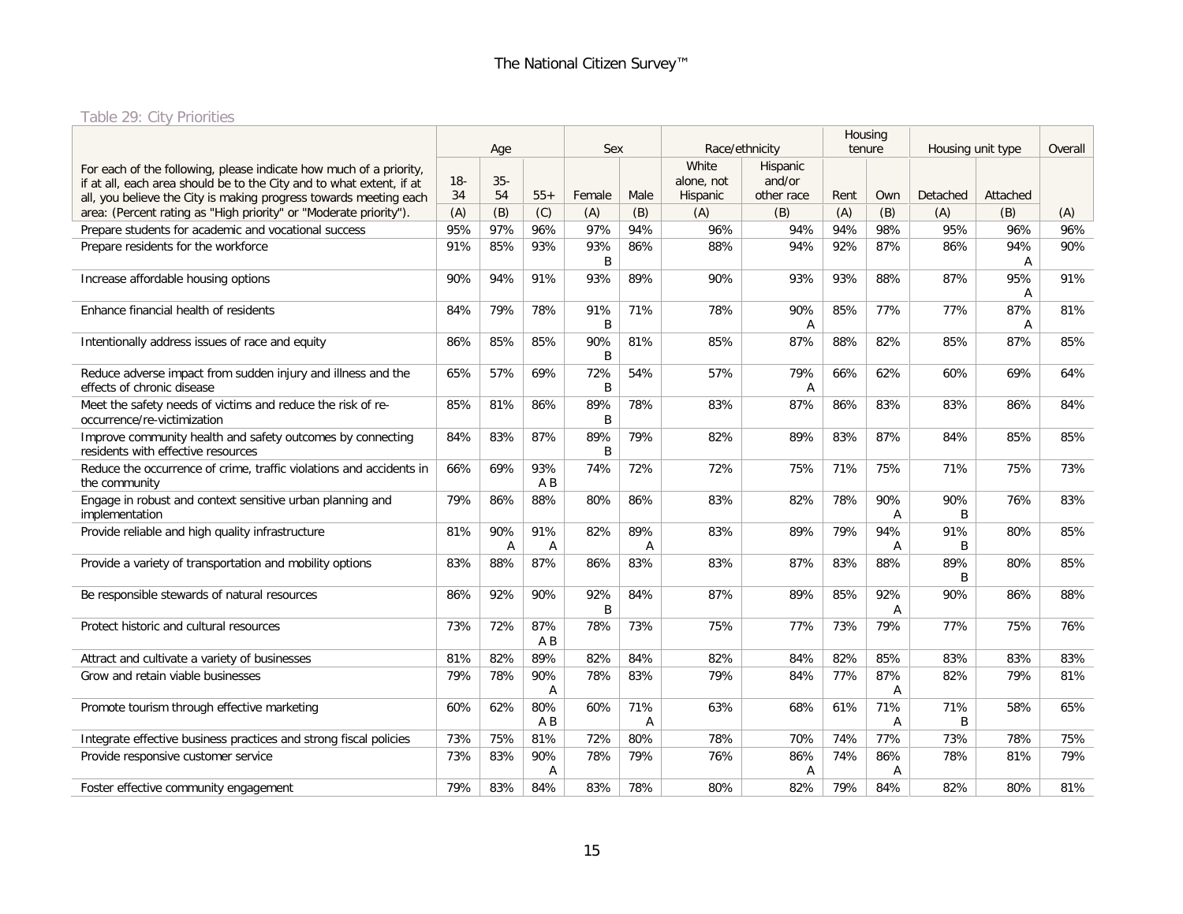Table 29: City Priorities

| For each of the following, please indicate how much of a priority, if at all, each area should be to the City and to what extent, if at all, you believe the City is making progress towards meeting each area: (Percent rating as "High priority" or "Moderate priority"). | Age | | | Sex | | Race/ethnicity | | Housing tenure | | Housing unit type | | Overall |
|---|---|---|---|---|---|---|---|---|---|---|---|---|
| | 18-34 | 35-54 | 55+ | Female | Male | White alone, not Hispanic | Hispanic and/or other race | Rent | Own | Detached | Attached | |
| | (A) | (B) | (C) | (A) | (B) | (A) | (B) | (A) | (B) | (A) | (B) | (A) |
| Prepare students for academic and vocational success | 95% | 97% | 96% | 97% | 94% | 96% | 94% | 94% | 98% | 95% | 96% | 96% |
| Prepare residents for the workforce | 91% | 85% | 93% | 93% B | 86% | 88% | 94% | 92% | 87% | 86% | 94% A | 90% |
| Increase affordable housing options | 90% | 94% | 91% | 93% | 89% | 90% | 93% | 93% | 88% | 87% | 95% A | 91% |
| Enhance financial health of residents | 84% | 79% | 78% | 91% B | 71% | 78% | 90% A | 85% | 77% | 77% | 87% A | 81% |
| Intentionally address issues of race and equity | 86% | 85% | 85% | 90% B | 81% | 85% | 87% | 88% | 82% | 85% | 87% | 85% |
| Reduce adverse impact from sudden injury and illness and the effects of chronic disease | 65% | 57% | 69% | 72% B | 54% | 57% | 79% A | 66% | 62% | 60% | 69% | 64% |
| Meet the safety needs of victims and reduce the risk of re-occurrence/re-victimization | 85% | 81% | 86% | 89% B | 78% | 83% | 87% | 86% | 83% | 83% | 86% | 84% |
| Improve community health and safety outcomes by connecting residents with effective resources | 84% | 83% | 87% | 89% B | 79% | 82% | 89% | 83% | 87% | 84% | 85% | 85% |
| Reduce the occurrence of crime, traffic violations and accidents in the community | 66% | 69% | 93% A B | 74% | 72% | 72% | 75% | 71% | 75% | 71% | 75% | 73% |
| Engage in robust and context sensitive urban planning and implementation | 79% | 86% | 88% | 80% | 86% | 83% | 82% | 78% | 90% A | 90% B | 76% | 83% |
| Provide reliable and high quality infrastructure | 81% | 90% A | 91% A | 82% | 89% A | 83% | 89% | 79% | 94% A | 91% B | 80% | 85% |
| Provide a variety of transportation and mobility options | 83% | 88% | 87% | 86% | 83% | 83% | 87% | 83% | 88% | 89% B | 80% | 85% |
| Be responsible stewards of natural resources | 86% | 92% | 90% | 92% B | 84% | 87% | 89% | 85% | 92% A | 90% | 86% | 88% |
| Protect historic and cultural resources | 73% | 72% | 87% A B | 78% | 73% | 75% | 77% | 73% | 79% | 77% | 75% | 76% |
| Attract and cultivate a variety of businesses | 81% | 82% | 89% | 82% | 84% | 82% | 84% | 82% | 85% | 83% | 83% | 83% |
| Grow and retain viable businesses | 79% | 78% | 90% A | 78% | 83% | 79% | 84% | 77% | 87% A | 82% | 79% | 81% |
| Promote tourism through effective marketing | 60% | 62% | 80% A B | 60% | 71% A | 63% | 68% | 61% | 71% A | 71% B | 58% | 65% |
| Integrate effective business practices and strong fiscal policies | 73% | 75% | 81% | 72% | 80% | 78% | 70% | 74% | 77% | 73% | 78% | 75% |
| Provide responsive customer service | 73% | 83% | 90% A | 78% | 79% | 76% | 86% A | 74% | 86% A | 78% | 81% | 79% |
| Foster effective community engagement | 79% | 83% | 84% | 83% | 78% | 80% | 82% | 79% | 84% | 82% | 80% | 81% |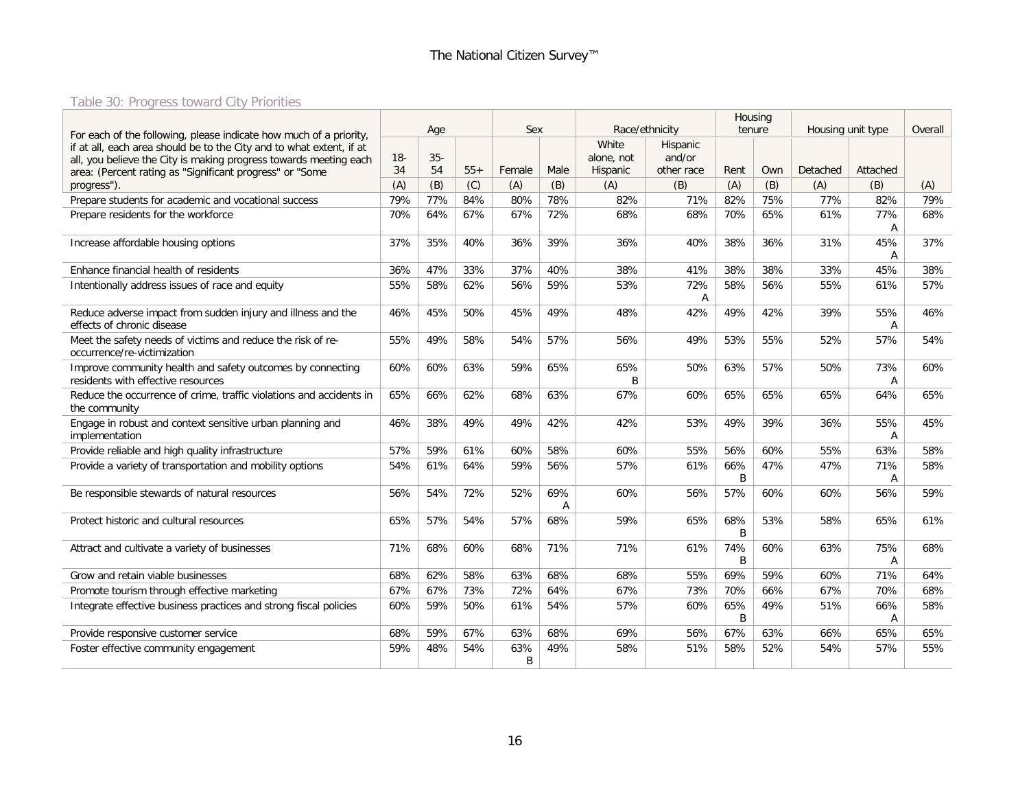Table 30: Progress toward City Priorities

| For each of the following, please indicate how much of a priority, if at all, each area should be to the City and to what extent, if at all, you believe the City is making progress towards meeting each area: (Percent rating as "Significant progress" or "Some progress"). | Age | | | Sex | | Race/ethnicity | | Housing tenure | | Housing unit type | | Overall |
|---|---|---|---|---|---|---|---|---|---|---|---|---|
| | 18-34 | 35-54 | 55+ | Female | Male | White alone, not Hispanic | Hispanic and/or other race | Rent | Own | Detached | Attached | |
| | (A) | (B) | (C) | (A) | (B) | (A) | (B) | (A) | (B) | (A) | (B) | (A) |
| Prepare students for academic and vocational success | 79% | 77% | 84% | 80% | 78% | 82% | 71% | 82% | 75% | 77% | 82% | 79% |
| Prepare residents for the workforce | 70% | 64% | 67% | 67% | 72% | 68% | 68% | 70% | 65% | 61% | 77% A | 68% |
| Increase affordable housing options | 37% | 35% | 40% | 36% | 39% | 36% | 40% | 38% | 36% | 31% | 45% A | 37% |
| Enhance financial health of residents | 36% | 47% | 33% | 37% | 40% | 38% | 41% | 38% | 38% | 33% | 45% | 38% |
| Intentionally address issues of race and equity | 55% | 58% | 62% | 56% | 59% | 53% | 72% A | 58% | 56% | 55% | 61% | 57% |
| Reduce adverse impact from sudden injury and illness and the effects of chronic disease | 46% | 45% | 50% | 45% | 49% | 48% | 42% | 49% | 42% | 39% | 55% A | 46% |
| Meet the safety needs of victims and reduce the risk of re-occurrence/re-victimization | 55% | 49% | 58% | 54% | 57% | 56% | 49% | 53% | 55% | 52% | 57% | 54% |
| Improve community health and safety outcomes by connecting residents with effective resources | 60% | 60% | 63% | 59% | 65% | 65% B | 50% | 63% | 57% | 50% | 73% A | 60% |
| Reduce the occurrence of crime, traffic violations and accidents in the community | 65% | 66% | 62% | 68% | 63% | 67% | 60% | 65% | 65% | 65% | 64% | 65% |
| Engage in robust and context sensitive urban planning and implementation | 46% | 38% | 49% | 49% | 42% | 42% | 53% | 49% | 39% | 36% | 55% A | 45% |
| Provide reliable and high quality infrastructure | 57% | 59% | 61% | 60% | 58% | 60% | 55% | 56% | 60% | 55% | 63% | 58% |
| Provide a variety of transportation and mobility options | 54% | 61% | 64% | 59% | 56% | 57% | 61% | 66% B | 47% | 47% | 71% A | 58% |
| Be responsible stewards of natural resources | 56% | 54% | 72% | 52% | 69% A | 60% | 56% | 57% | 60% | 60% | 56% | 59% |
| Protect historic and cultural resources | 65% | 57% | 54% | 57% | 68% | 59% | 65% | 68% B | 53% | 58% | 65% | 61% |
| Attract and cultivate a variety of businesses | 71% | 68% | 60% | 68% | 71% | 71% | 61% | 74% B | 60% | 63% | 75% A | 68% |
| Grow and retain viable businesses | 68% | 62% | 58% | 63% | 68% | 68% | 55% | 69% | 59% | 60% | 71% | 64% |
| Promote tourism through effective marketing | 67% | 67% | 73% | 72% | 64% | 67% | 73% | 70% | 66% | 67% | 70% | 68% |
| Integrate effective business practices and strong fiscal policies | 60% | 59% | 50% | 61% | 54% | 57% | 60% | 65% B | 49% | 51% | 66% A | 58% |
| Provide responsive customer service | 68% | 59% | 67% | 63% | 68% | 69% | 56% | 67% | 63% | 66% | 65% | 65% |
| Foster effective community engagement | 59% | 48% | 54% | 63% B | 49% | 58% | 51% | 58% | 52% | 54% | 57% | 55% |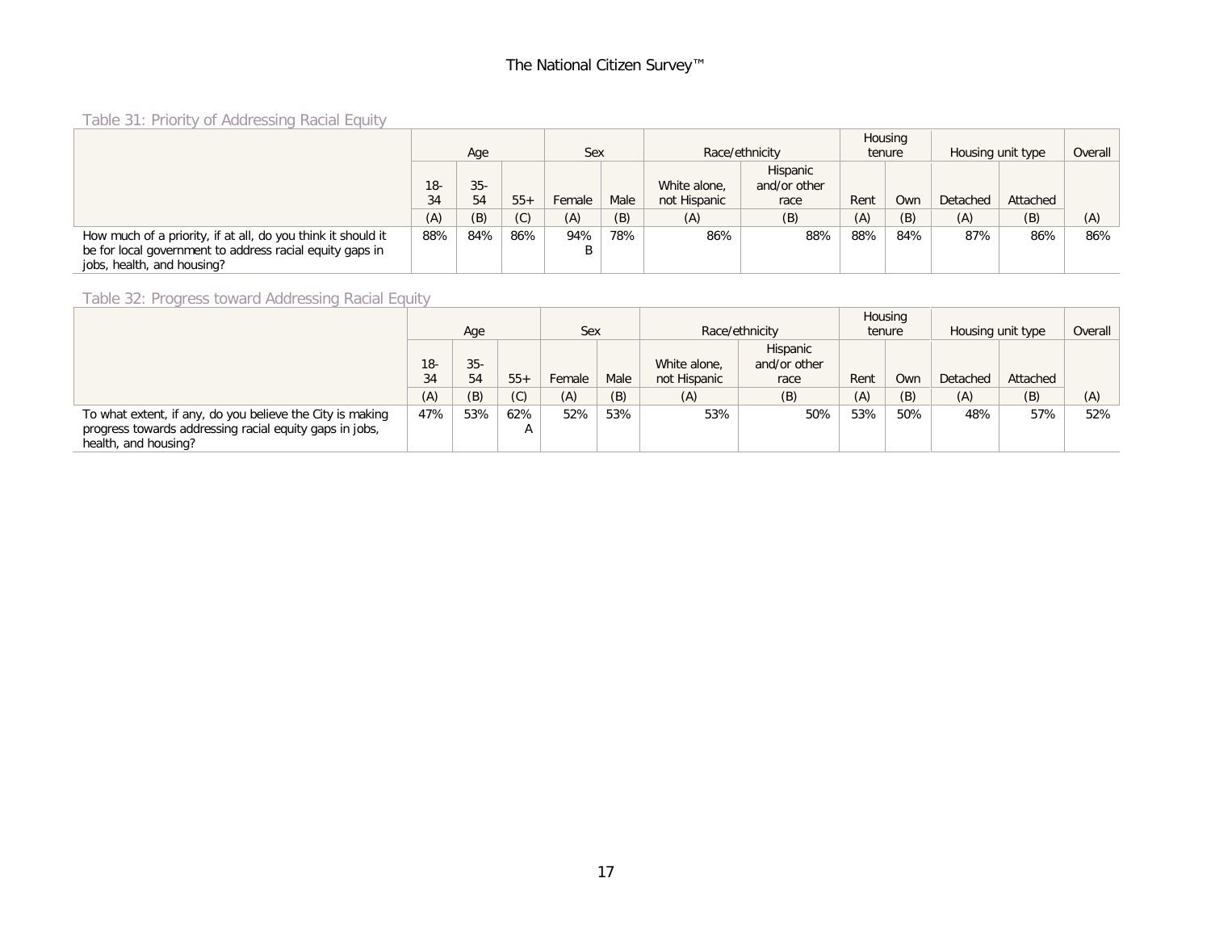Table 31: Priority of Addressing Racial Equity

| | Age | | | Sex | | Race/ethnicity | | Housing tenure | | Housing unit type | | Overall |
|---|---|---|---|---|---|---|---|---|---|---|---|---|
| | 18-34 | 35-54 | 55+ | Female | Male | White alone, not Hispanic | Hispanic and/or other race | Rent | Own | Detached | Attached | |
| | (A) | (B) | (C) | (A) | (B) | (A) | (B) | (A) | (B) | (A) | (B) | (A) |
| How much of a priority, if at all, do you think it should it be for local government to address racial equity gaps in jobs, health, and housing? | 88% | 84% | 86% | 94% B | 78% | 86% | 88% | 88% | 84% | 87% | 86% | 86% |

Table 32: Progress toward Addressing Racial Equity

| | Age | | | Sex | | Race/ethnicity | | Housing tenure | | Housing unit type | | Overall |
|---|---|---|---|---|---|---|---|---|---|---|---|---|
| | 18-34 | 35-54 | 55+ | Female | Male | White alone, not Hispanic | Hispanic and/or other race | Rent | Own | Detached | Attached | |
| | (A) | (B) | (C) | (A) | (B) | (A) | (B) | (A) | (B) | (A) | (B) | (A) |
| To what extent, if any, do you believe the City is making progress towards addressing racial equity gaps in jobs, health, and housing? | 47% | 53% | 62% A | 52% | 53% | 53% | 50% | 53% | 50% | 48% | 57% | 52% |